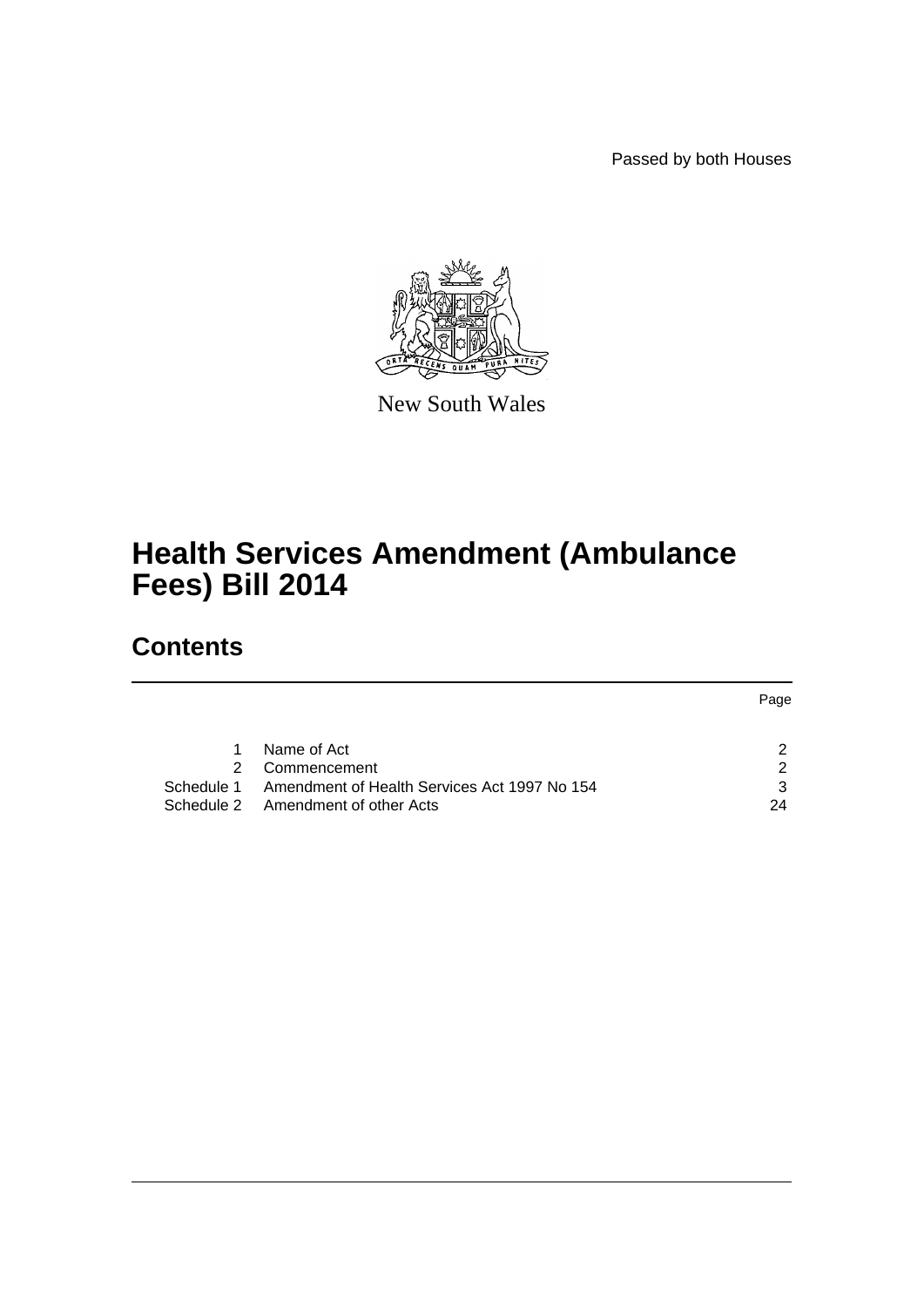Passed by both Houses

New South Wales

# Health Services Amendment (Ambulance Fees) Bill 2014

## Contents

| | | Page |
|---|---|---|
| 1 | Name of Act | 2 |
| 2 | Commencement | 2 |
| Schedule 1 | Amendment of Health Services Act 1997 No 154 | 3 |
| Schedule 2 | Amendment of other Acts | 24 |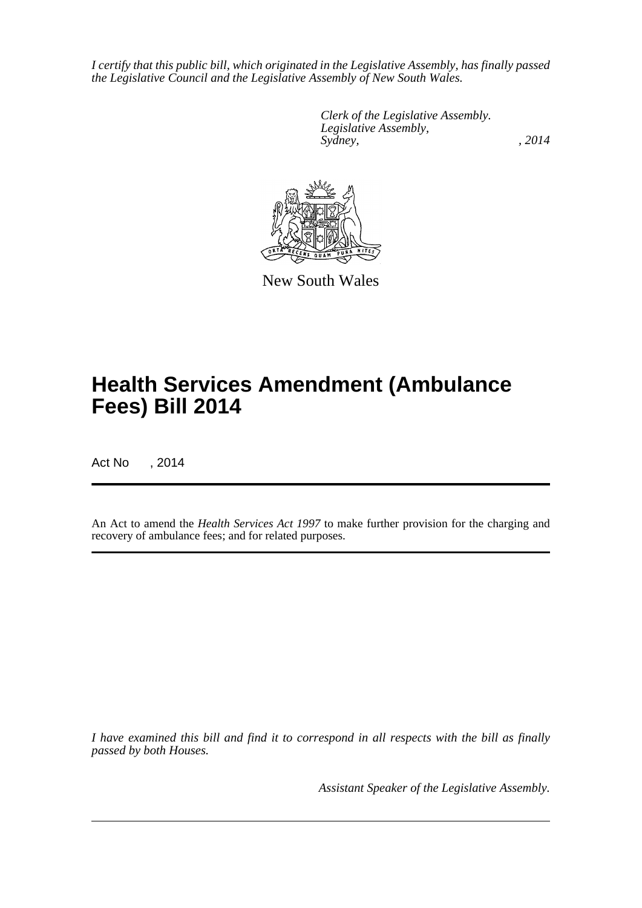*I certify that this public bill, which originated in the Legislative Assembly, has finally passed the Legislative Council and the Legislative Assembly of New South Wales.*

*Clerk of the Legislative Assembly.*
*Legislative Assembly,*
*Sydney, , 2014*

New South Wales

# Health Services Amendment (Ambulance Fees) Bill 2014

Act No , 2014

An Act to amend the *Health Services Act 1997* to make further provision for the charging and recovery of ambulance fees; and for related purposes.

*I have examined this bill and find it to correspond in all respects with the bill as finally passed by both Houses.*

*Assistant Speaker of the Legislative Assembly.*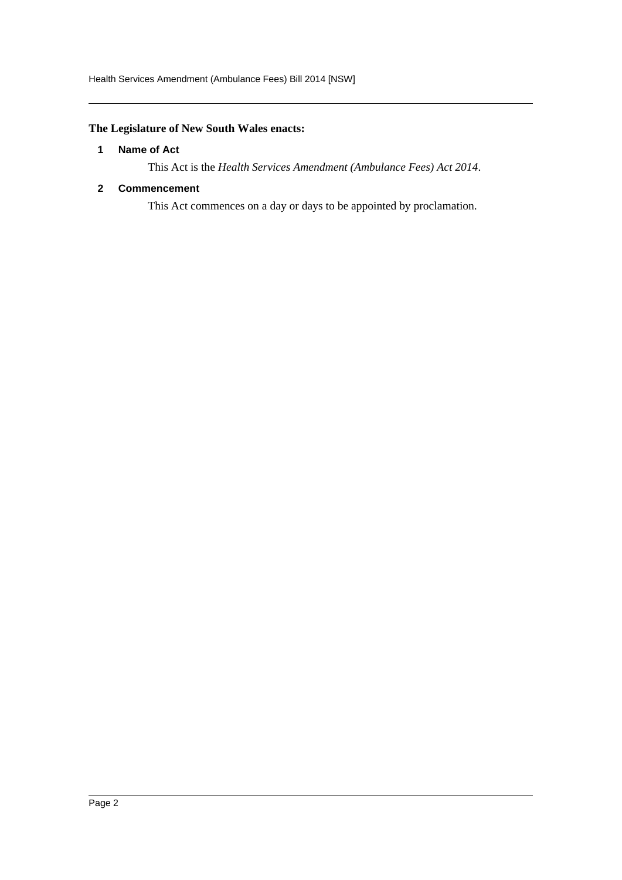**The Legislature of New South Wales enacts:**

### 1 Name of Act

This Act is the *Health Services Amendment (Ambulance Fees) Act 2014*.

### 2 Commencement

This Act commences on a day or days to be appointed by proclamation.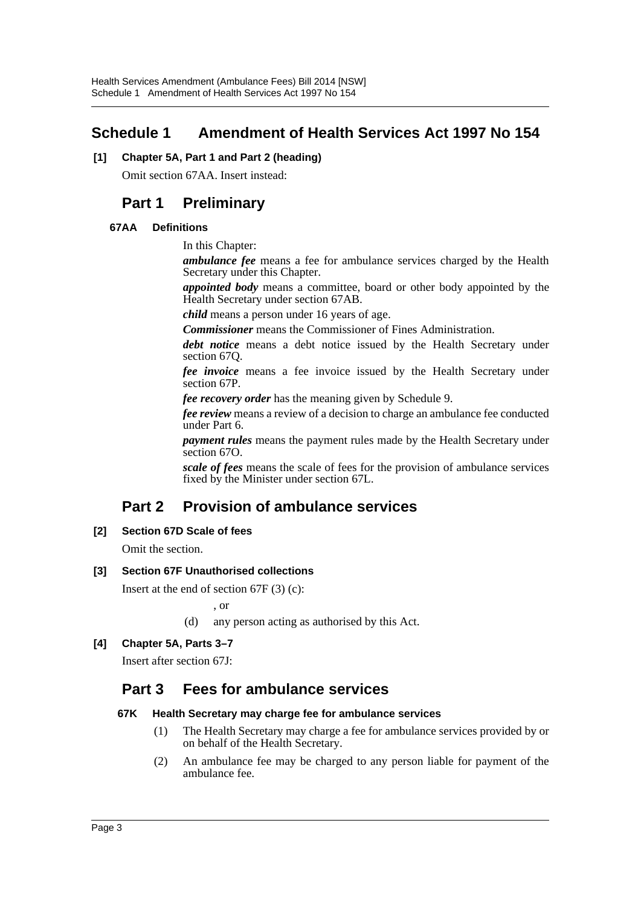# Schedule 1 Amendment of Health Services Act 1997 No 154

**[1] Chapter 5A, Part 1 and Part 2 (heading)**

Omit section 67AA. Insert instead:

## Part 1 Preliminary

**67AA Definitions**

In this Chapter:

***ambulance fee*** means a fee for ambulance services charged by the Health Secretary under this Chapter.

***appointed body*** means a committee, board or other body appointed by the Health Secretary under section 67AB.

***child*** means a person under 16 years of age.

***Commissioner*** means the Commissioner of Fines Administration.

***debt notice*** means a debt notice issued by the Health Secretary under section 67Q.

***fee invoice*** means a fee invoice issued by the Health Secretary under section 67P.

***fee recovery order*** has the meaning given by Schedule 9.

***fee review*** means a review of a decision to charge an ambulance fee conducted under Part 6.

***payment rules*** means the payment rules made by the Health Secretary under section 67O.

***scale of fees*** means the scale of fees for the provision of ambulance services fixed by the Minister under section 67L.

## Part 2 Provision of ambulance services

**[2] Section 67D Scale of fees**

Omit the section.

**[3] Section 67F Unauthorised collections**

Insert at the end of section 67F (3) (c):

, or

(d) any person acting as authorised by this Act.

**[4] Chapter 5A, Parts 3–7**

Insert after section 67J:

## Part 3 Fees for ambulance services

**67K Health Secretary may charge fee for ambulance services**

(1) The Health Secretary may charge a fee for ambulance services provided by or on behalf of the Health Secretary.

(2) An ambulance fee may be charged to any person liable for payment of the ambulance fee.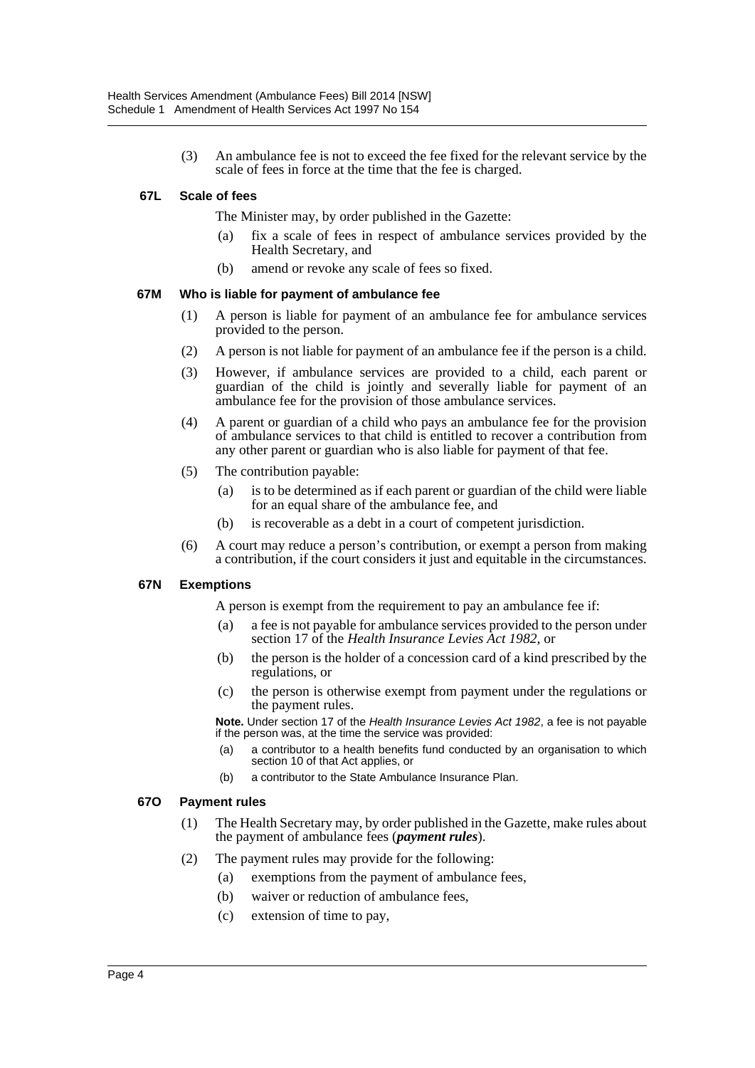(3) An ambulance fee is not to exceed the fee fixed for the relevant service by the scale of fees in force at the time that the fee is charged.

#### 67L Scale of fees

The Minister may, by order published in the Gazette:

(a) fix a scale of fees in respect of ambulance services provided by the Health Secretary, and

(b) amend or revoke any scale of fees so fixed.

#### 67M Who is liable for payment of ambulance fee

(1) A person is liable for payment of an ambulance fee for ambulance services provided to the person.

(2) A person is not liable for payment of an ambulance fee if the person is a child.

(3) However, if ambulance services are provided to a child, each parent or guardian of the child is jointly and severally liable for payment of an ambulance fee for the provision of those ambulance services.

(4) A parent or guardian of a child who pays an ambulance fee for the provision of ambulance services to that child is entitled to recover a contribution from any other parent or guardian who is also liable for payment of that fee.

(5) The contribution payable:

(a) is to be determined as if each parent or guardian of the child were liable for an equal share of the ambulance fee, and

(b) is recoverable as a debt in a court of competent jurisdiction.

(6) A court may reduce a person's contribution, or exempt a person from making a contribution, if the court considers it just and equitable in the circumstances.

#### 67N Exemptions

A person is exempt from the requirement to pay an ambulance fee if:

(a) a fee is not payable for ambulance services provided to the person under section 17 of the *Health Insurance Levies Act 1982*, or

(b) the person is the holder of a concession card of a kind prescribed by the regulations, or

(c) the person is otherwise exempt from payment under the regulations or the payment rules.

**Note.** Under section 17 of the *Health Insurance Levies Act 1982*, a fee is not payable if the person was, at the time the service was provided:

(a) a contributor to a health benefits fund conducted by an organisation to which section 10 of that Act applies, or

(b) a contributor to the State Ambulance Insurance Plan.

#### 67O Payment rules

(1) The Health Secretary may, by order published in the Gazette, make rules about the payment of ambulance fees (***payment rules***).

(2) The payment rules may provide for the following:

(a) exemptions from the payment of ambulance fees,

(b) waiver or reduction of ambulance fees,

(c) extension of time to pay,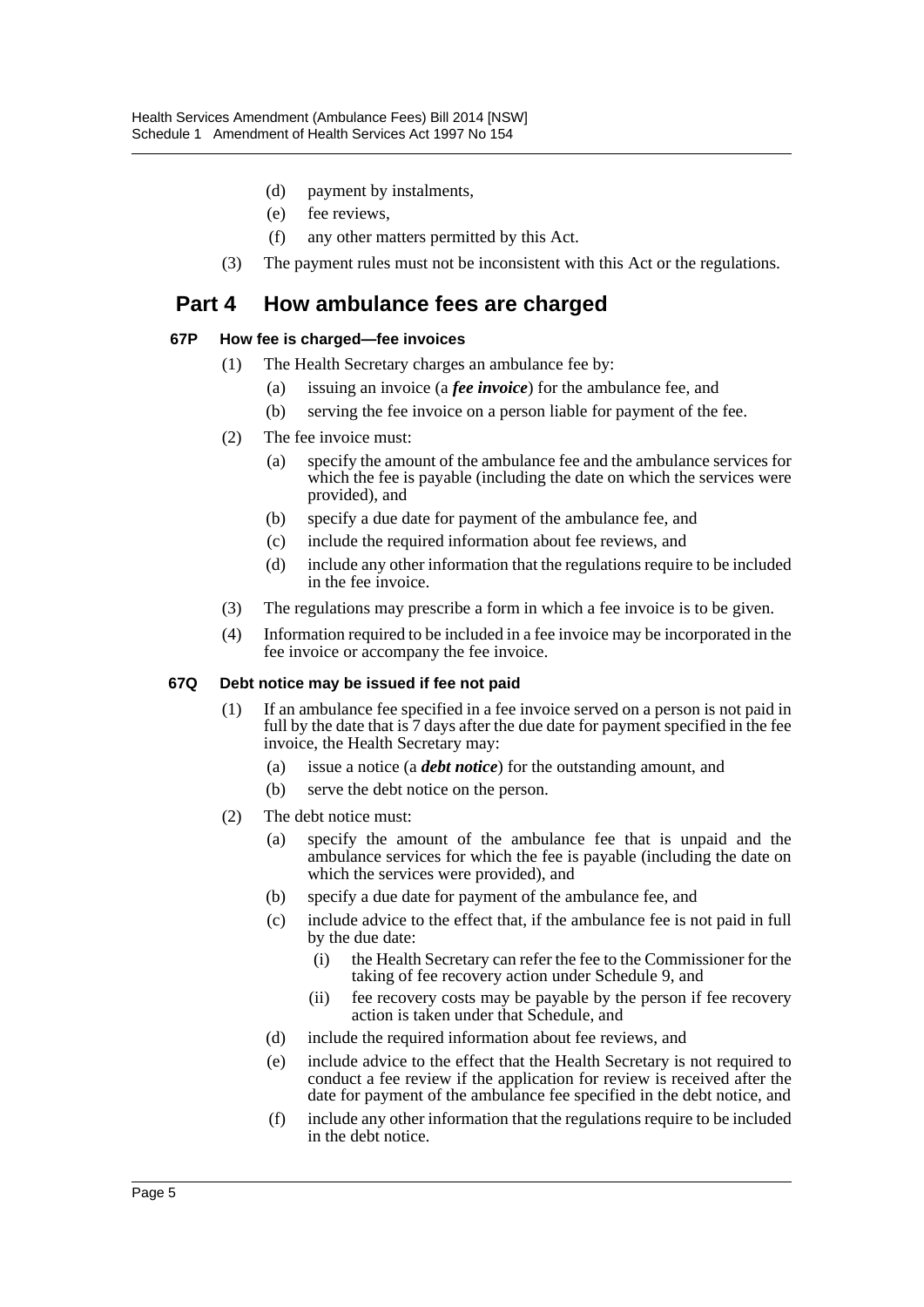(d) payment by instalments,

(e) fee reviews,

(f) any other matters permitted by this Act.

(3) The payment rules must not be inconsistent with this Act or the regulations.

## Part 4 How ambulance fees are charged

### 67P How fee is charged—fee invoices

(1) The Health Secretary charges an ambulance fee by:

(a) issuing an invoice (a ***fee invoice***) for the ambulance fee, and

(b) serving the fee invoice on a person liable for payment of the fee.

(2) The fee invoice must:

(a) specify the amount of the ambulance fee and the ambulance services for which the fee is payable (including the date on which the services were provided), and

(b) specify a due date for payment of the ambulance fee, and

(c) include the required information about fee reviews, and

(d) include any other information that the regulations require to be included in the fee invoice.

(3) The regulations may prescribe a form in which a fee invoice is to be given.

(4) Information required to be included in a fee invoice may be incorporated in the fee invoice or accompany the fee invoice.

### 67Q Debt notice may be issued if fee not paid

(1) If an ambulance fee specified in a fee invoice served on a person is not paid in full by the date that is 7 days after the due date for payment specified in the fee invoice, the Health Secretary may:

(a) issue a notice (a ***debt notice***) for the outstanding amount, and

(b) serve the debt notice on the person.

(2) The debt notice must:

(a) specify the amount of the ambulance fee that is unpaid and the ambulance services for which the fee is payable (including the date on which the services were provided), and

(b) specify a due date for payment of the ambulance fee, and

(c) include advice to the effect that, if the ambulance fee is not paid in full by the due date:

(i) the Health Secretary can refer the fee to the Commissioner for the taking of fee recovery action under Schedule 9, and

(ii) fee recovery costs may be payable by the person if fee recovery action is taken under that Schedule, and

(d) include the required information about fee reviews, and

(e) include advice to the effect that the Health Secretary is not required to conduct a fee review if the application for review is received after the date for payment of the ambulance fee specified in the debt notice, and

(f) include any other information that the regulations require to be included in the debt notice.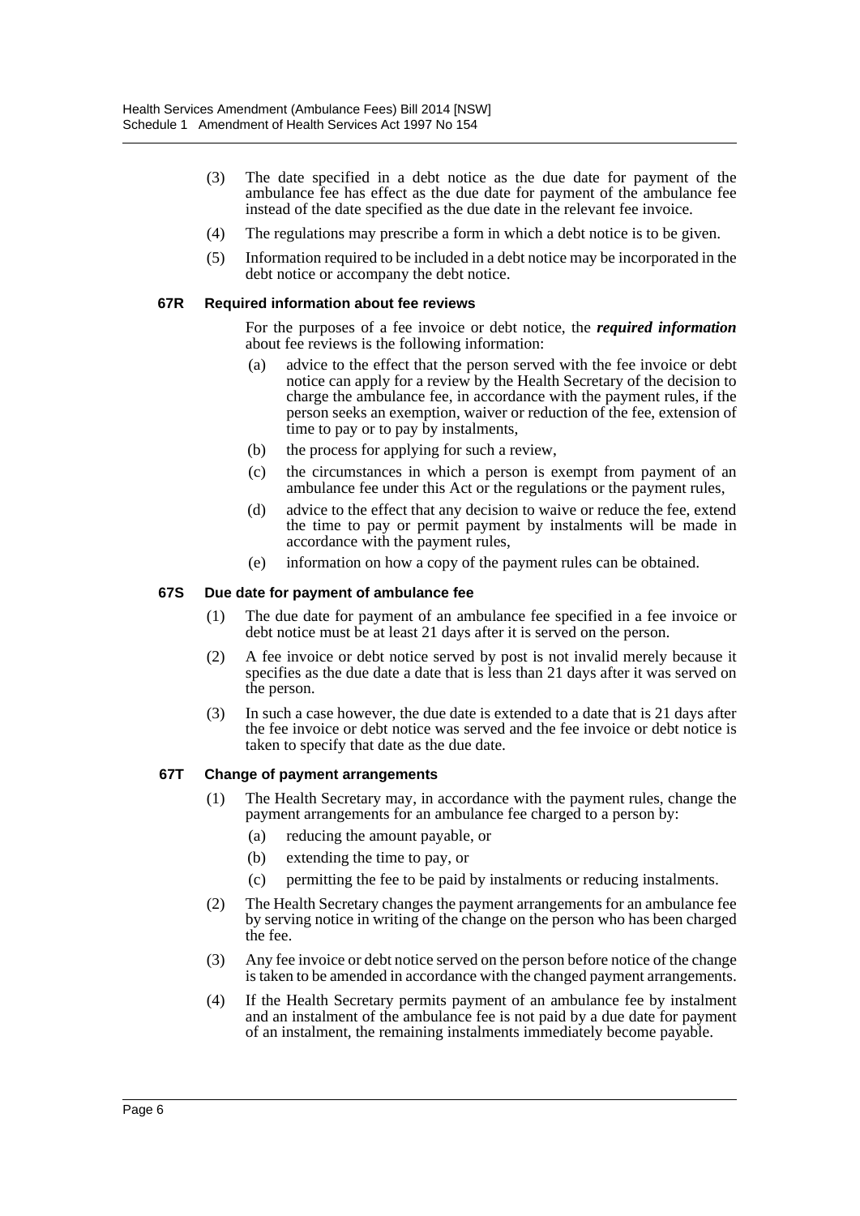(3) The date specified in a debt notice as the due date for payment of the ambulance fee has effect as the due date for payment of the ambulance fee instead of the date specified as the due date in the relevant fee invoice.

(4) The regulations may prescribe a form in which a debt notice is to be given.

(5) Information required to be included in a debt notice may be incorporated in the debt notice or accompany the debt notice.

#### 67R Required information about fee reviews

For the purposes of a fee invoice or debt notice, the ***required information*** about fee reviews is the following information:

(a) advice to the effect that the person served with the fee invoice or debt notice can apply for a review by the Health Secretary of the decision to charge the ambulance fee, in accordance with the payment rules, if the person seeks an exemption, waiver or reduction of the fee, extension of time to pay or to pay by instalments,

(b) the process for applying for such a review,

(c) the circumstances in which a person is exempt from payment of an ambulance fee under this Act or the regulations or the payment rules,

(d) advice to the effect that any decision to waive or reduce the fee, extend the time to pay or permit payment by instalments will be made in accordance with the payment rules,

(e) information on how a copy of the payment rules can be obtained.

#### 67S Due date for payment of ambulance fee

(1) The due date for payment of an ambulance fee specified in a fee invoice or debt notice must be at least 21 days after it is served on the person.

(2) A fee invoice or debt notice served by post is not invalid merely because it specifies as the due date a date that is less than 21 days after it was served on the person.

(3) In such a case however, the due date is extended to a date that is 21 days after the fee invoice or debt notice was served and the fee invoice or debt notice is taken to specify that date as the due date.

#### 67T Change of payment arrangements

(1) The Health Secretary may, in accordance with the payment rules, change the payment arrangements for an ambulance fee charged to a person by:

(a) reducing the amount payable, or

(b) extending the time to pay, or

(c) permitting the fee to be paid by instalments or reducing instalments.

(2) The Health Secretary changes the payment arrangements for an ambulance fee by serving notice in writing of the change on the person who has been charged the fee.

(3) Any fee invoice or debt notice served on the person before notice of the change is taken to be amended in accordance with the changed payment arrangements.

(4) If the Health Secretary permits payment of an ambulance fee by instalment and an instalment of the ambulance fee is not paid by a due date for payment of an instalment, the remaining instalments immediately become payable.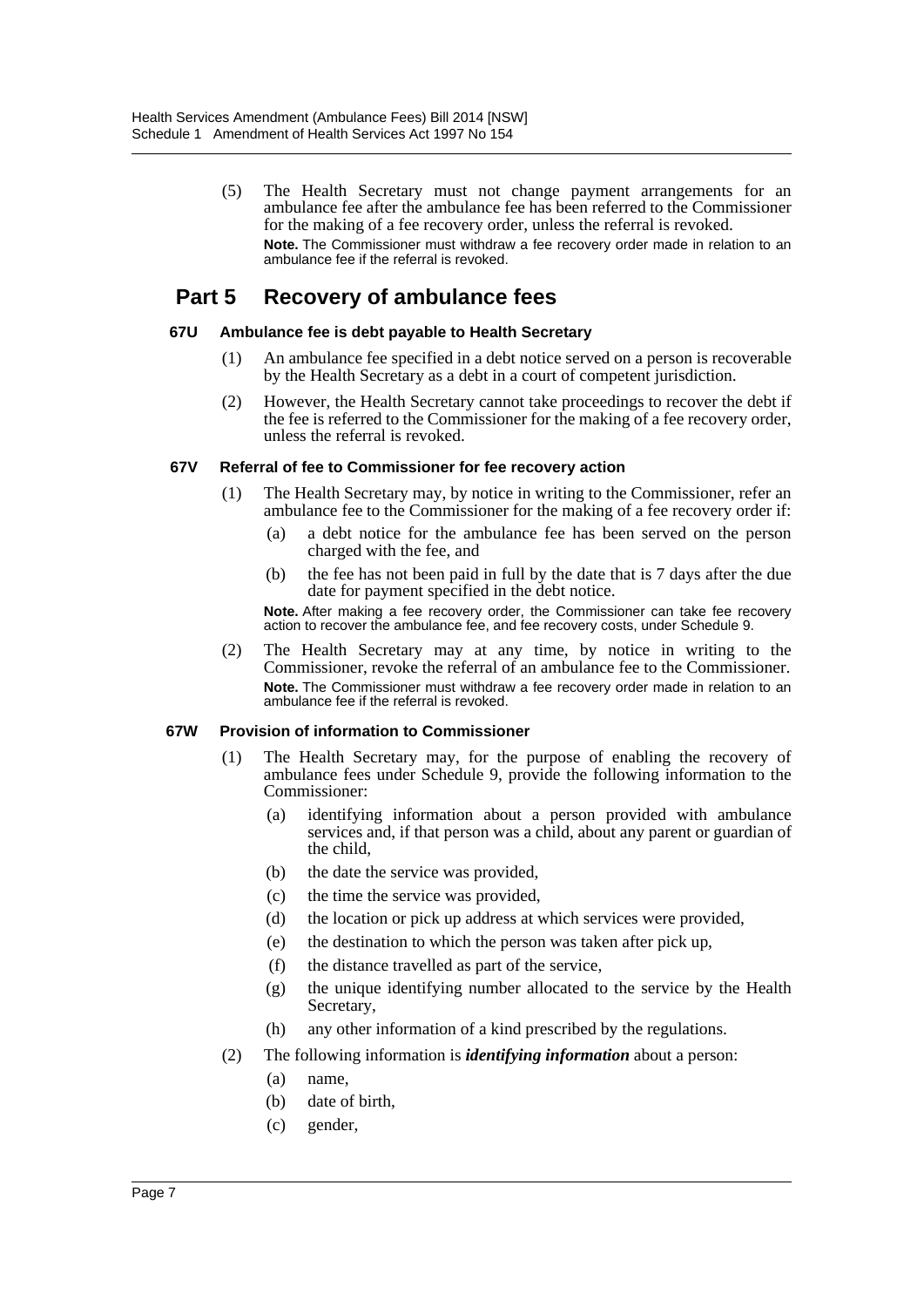(5) The Health Secretary must not change payment arrangements for an ambulance fee after the ambulance fee has been referred to the Commissioner for the making of a fee recovery order, unless the referral is revoked.

**Note.** The Commissioner must withdraw a fee recovery order made in relation to an ambulance fee if the referral is revoked.

## Part 5 Recovery of ambulance fees

### 67U Ambulance fee is debt payable to Health Secretary

(1) An ambulance fee specified in a debt notice served on a person is recoverable by the Health Secretary as a debt in a court of competent jurisdiction.

(2) However, the Health Secretary cannot take proceedings to recover the debt if the fee is referred to the Commissioner for the making of a fee recovery order, unless the referral is revoked.

### 67V Referral of fee to Commissioner for fee recovery action

(1) The Health Secretary may, by notice in writing to the Commissioner, refer an ambulance fee to the Commissioner for the making of a fee recovery order if:

(a) a debt notice for the ambulance fee has been served on the person charged with the fee, and

(b) the fee has not been paid in full by the date that is 7 days after the due date for payment specified in the debt notice.

**Note.** After making a fee recovery order, the Commissioner can take fee recovery action to recover the ambulance fee, and fee recovery costs, under Schedule 9.

(2) The Health Secretary may at any time, by notice in writing to the Commissioner, revoke the referral of an ambulance fee to the Commissioner.

**Note.** The Commissioner must withdraw a fee recovery order made in relation to an ambulance fee if the referral is revoked.

### 67W Provision of information to Commissioner

(1) The Health Secretary may, for the purpose of enabling the recovery of ambulance fees under Schedule 9, provide the following information to the Commissioner:

(a) identifying information about a person provided with ambulance services and, if that person was a child, about any parent or guardian of the child,

(b) the date the service was provided,

(c) the time the service was provided,

(d) the location or pick up address at which services were provided,

(e) the destination to which the person was taken after pick up,

(f) the distance travelled as part of the service,

(g) the unique identifying number allocated to the service by the Health Secretary,

(h) any other information of a kind prescribed by the regulations.

(2) The following information is ***identifying information*** about a person:

(a) name,

(b) date of birth,

(c) gender,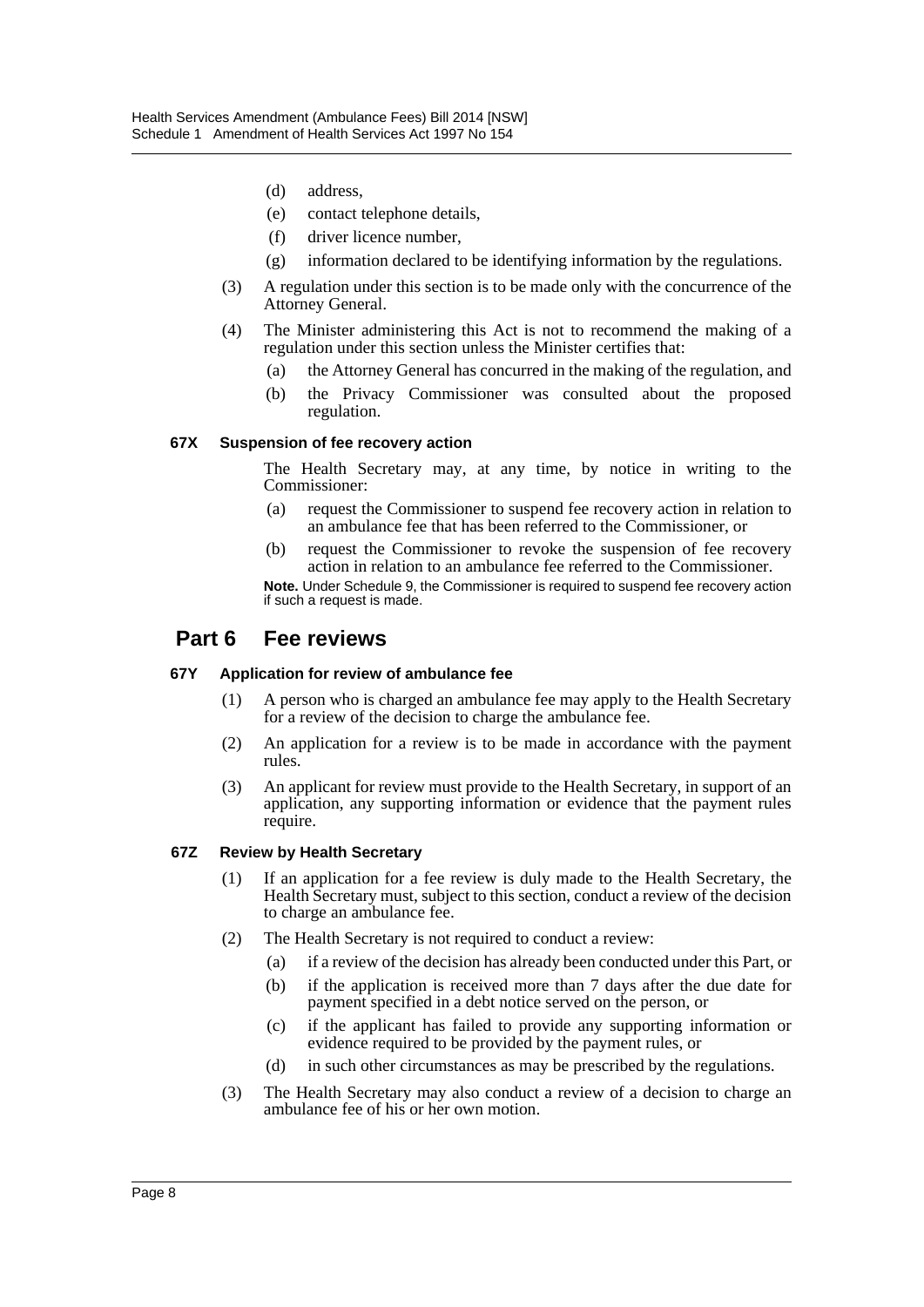(d) address,

(e) contact telephone details,

(f) driver licence number,

(g) information declared to be identifying information by the regulations.

(3) A regulation under this section is to be made only with the concurrence of the Attorney General.

(4) The Minister administering this Act is not to recommend the making of a regulation under this section unless the Minister certifies that:

(a) the Attorney General has concurred in the making of the regulation, and

(b) the Privacy Commissioner was consulted about the proposed regulation.

**67X Suspension of fee recovery action**

The Health Secretary may, at any time, by notice in writing to the Commissioner:

(a) request the Commissioner to suspend fee recovery action in relation to an ambulance fee that has been referred to the Commissioner, or

(b) request the Commissioner to revoke the suspension of fee recovery action in relation to an ambulance fee referred to the Commissioner.

**Note.** Under Schedule 9, the Commissioner is required to suspend fee recovery action if such a request is made.

## Part 6 Fee reviews

**67Y Application for review of ambulance fee**

(1) A person who is charged an ambulance fee may apply to the Health Secretary for a review of the decision to charge the ambulance fee.

(2) An application for a review is to be made in accordance with the payment rules.

(3) An applicant for review must provide to the Health Secretary, in support of an application, any supporting information or evidence that the payment rules require.

**67Z Review by Health Secretary**

(1) If an application for a fee review is duly made to the Health Secretary, the Health Secretary must, subject to this section, conduct a review of the decision to charge an ambulance fee.

(2) The Health Secretary is not required to conduct a review:

(a) if a review of the decision has already been conducted under this Part, or

(b) if the application is received more than 7 days after the due date for payment specified in a debt notice served on the person, or

(c) if the applicant has failed to provide any supporting information or evidence required to be provided by the payment rules, or

(d) in such other circumstances as may be prescribed by the regulations.

(3) The Health Secretary may also conduct a review of a decision to charge an ambulance fee of his or her own motion.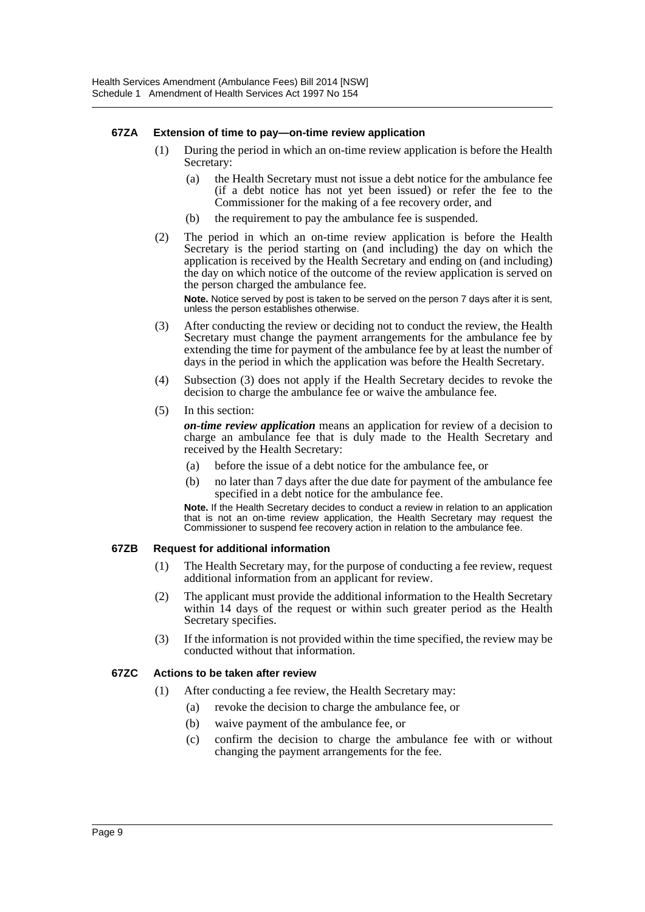#### 67ZA Extension of time to pay—on-time review application

(1) During the period in which an on-time review application is before the Health Secretary:

   (a) the Health Secretary must not issue a debt notice for the ambulance fee (if a debt notice has not yet been issued) or refer the fee to the Commissioner for the making of a fee recovery order, and

   (b) the requirement to pay the ambulance fee is suspended.

(2) The period in which an on-time review application is before the Health Secretary is the period starting on (and including) the day on which the application is received by the Health Secretary and ending on (and including) the day on which notice of the outcome of the review application is served on the person charged the ambulance fee.

**Note.** Notice served by post is taken to be served on the person 7 days after it is sent, unless the person establishes otherwise.

(3) After conducting the review or deciding not to conduct the review, the Health Secretary must change the payment arrangements for the ambulance fee by extending the time for payment of the ambulance fee by at least the number of days in the period in which the application was before the Health Secretary.

(4) Subsection (3) does not apply if the Health Secretary decides to revoke the decision to charge the ambulance fee or waive the ambulance fee.

(5) In this section:

***on-time review application*** means an application for review of a decision to charge an ambulance fee that is duly made to the Health Secretary and received by the Health Secretary:

   (a) before the issue of a debt notice for the ambulance fee, or

   (b) no later than 7 days after the due date for payment of the ambulance fee specified in a debt notice for the ambulance fee.

**Note.** If the Health Secretary decides to conduct a review in relation to an application that is not an on-time review application, the Health Secretary may request the Commissioner to suspend fee recovery action in relation to the ambulance fee.

#### 67ZB Request for additional information

(1) The Health Secretary may, for the purpose of conducting a fee review, request additional information from an applicant for review.

(2) The applicant must provide the additional information to the Health Secretary within 14 days of the request or within such greater period as the Health Secretary specifies.

(3) If the information is not provided within the time specified, the review may be conducted without that information.

#### 67ZC Actions to be taken after review

(1) After conducting a fee review, the Health Secretary may:

   (a) revoke the decision to charge the ambulance fee, or

   (b) waive payment of the ambulance fee, or

   (c) confirm the decision to charge the ambulance fee with or without changing the payment arrangements for the fee.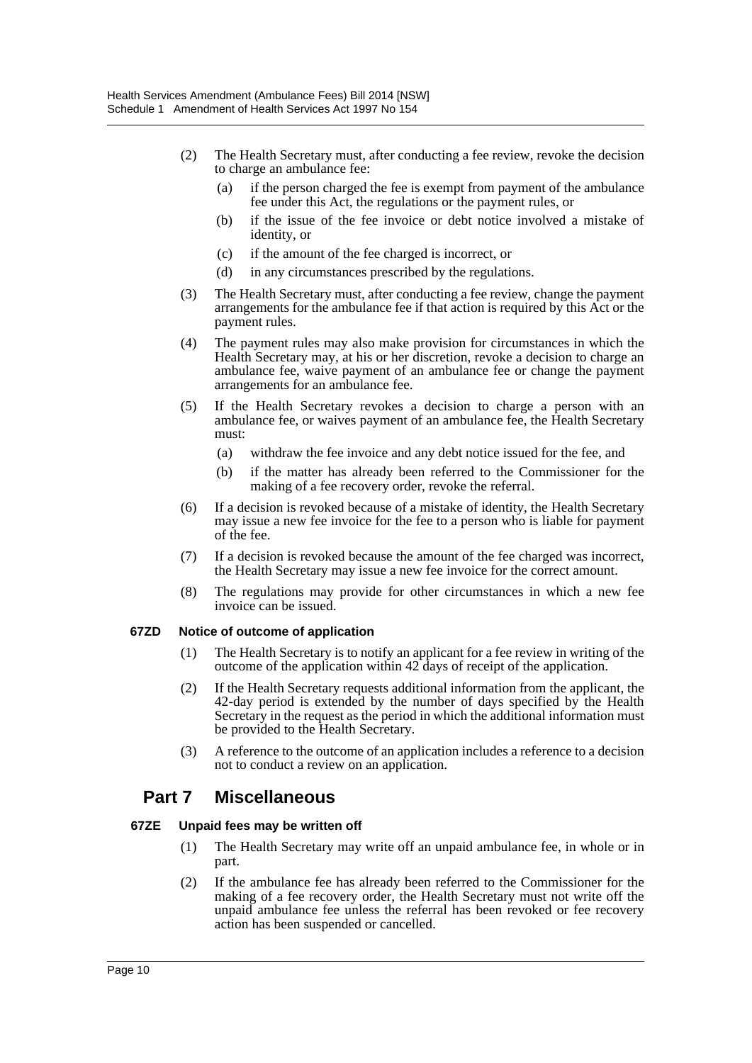(2) The Health Secretary must, after conducting a fee review, revoke the decision to charge an ambulance fee:

(a) if the person charged the fee is exempt from payment of the ambulance fee under this Act, the regulations or the payment rules, or

(b) if the issue of the fee invoice or debt notice involved a mistake of identity, or

(c) if the amount of the fee charged is incorrect, or

(d) in any circumstances prescribed by the regulations.

(3) The Health Secretary must, after conducting a fee review, change the payment arrangements for the ambulance fee if that action is required by this Act or the payment rules.

(4) The payment rules may also make provision for circumstances in which the Health Secretary may, at his or her discretion, revoke a decision to charge an ambulance fee, waive payment of an ambulance fee or change the payment arrangements for an ambulance fee.

(5) If the Health Secretary revokes a decision to charge a person with an ambulance fee, or waives payment of an ambulance fee, the Health Secretary must:

(a) withdraw the fee invoice and any debt notice issued for the fee, and

(b) if the matter has already been referred to the Commissioner for the making of a fee recovery order, revoke the referral.

(6) If a decision is revoked because of a mistake of identity, the Health Secretary may issue a new fee invoice for the fee to a person who is liable for payment of the fee.

(7) If a decision is revoked because the amount of the fee charged was incorrect, the Health Secretary may issue a new fee invoice for the correct amount.

(8) The regulations may provide for other circumstances in which a new fee invoice can be issued.

#### 67ZD Notice of outcome of application

(1) The Health Secretary is to notify an applicant for a fee review in writing of the outcome of the application within 42 days of receipt of the application.

(2) If the Health Secretary requests additional information from the applicant, the 42-day period is extended by the number of days specified by the Health Secretary in the request as the period in which the additional information must be provided to the Health Secretary.

(3) A reference to the outcome of an application includes a reference to a decision not to conduct a review on an application.

## Part 7 Miscellaneous

#### 67ZE Unpaid fees may be written off

(1) The Health Secretary may write off an unpaid ambulance fee, in whole or in part.

(2) If the ambulance fee has already been referred to the Commissioner for the making of a fee recovery order, the Health Secretary must not write off the unpaid ambulance fee unless the referral has been revoked or fee recovery action has been suspended or cancelled.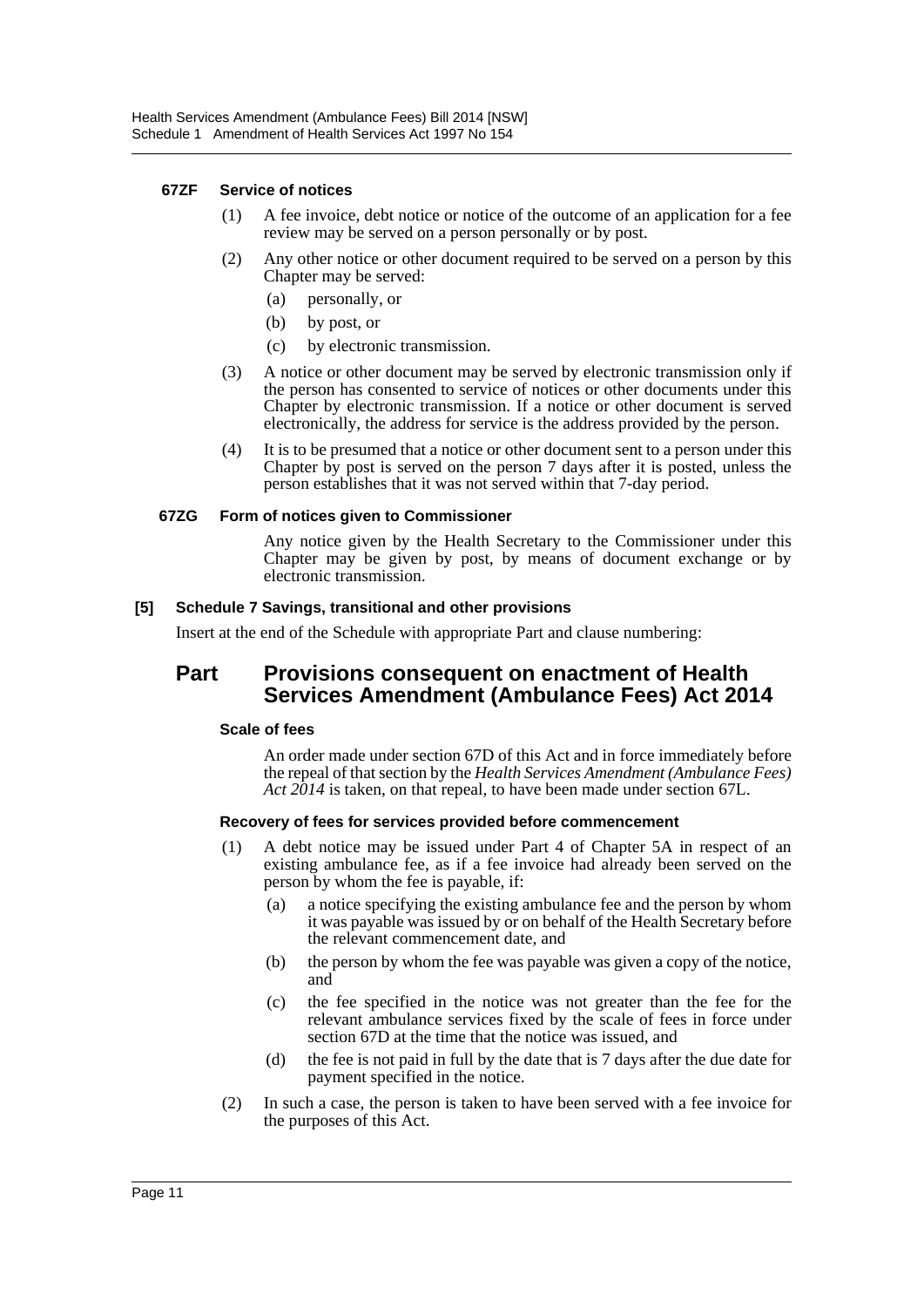#### 67ZF Service of notices

(1) A fee invoice, debt notice or notice of the outcome of an application for a fee review may be served on a person personally or by post.

(2) Any other notice or other document required to be served on a person by this Chapter may be served:

- (a) personally, or
- (b) by post, or
- (c) by electronic transmission.

(3) A notice or other document may be served by electronic transmission only if the person has consented to service of notices or other documents under this Chapter by electronic transmission. If a notice or other document is served electronically, the address for service is the address provided by the person.

(4) It is to be presumed that a notice or other document sent to a person under this Chapter by post is served on the person 7 days after it is posted, unless the person establishes that it was not served within that 7-day period.

#### 67ZG Form of notices given to Commissioner

Any notice given by the Health Secretary to the Commissioner under this Chapter may be given by post, by means of document exchange or by electronic transmission.

### [5] Schedule 7 Savings, transitional and other provisions

Insert at the end of the Schedule with appropriate Part and clause numbering:

## Part Provisions consequent on enactment of Health Services Amendment (Ambulance Fees) Act 2014

#### Scale of fees

An order made under section 67D of this Act and in force immediately before the repeal of that section by the *Health Services Amendment (Ambulance Fees) Act 2014* is taken, on that repeal, to have been made under section 67L.

#### Recovery of fees for services provided before commencement

(1) A debt notice may be issued under Part 4 of Chapter 5A in respect of an existing ambulance fee, as if a fee invoice had already been served on the person by whom the fee is payable, if:

- (a) a notice specifying the existing ambulance fee and the person by whom it was payable was issued by or on behalf of the Health Secretary before the relevant commencement date, and
- (b) the person by whom the fee was payable was given a copy of the notice, and
- (c) the fee specified in the notice was not greater than the fee for the relevant ambulance services fixed by the scale of fees in force under section 67D at the time that the notice was issued, and
- (d) the fee is not paid in full by the date that is 7 days after the due date for payment specified in the notice.

(2) In such a case, the person is taken to have been served with a fee invoice for the purposes of this Act.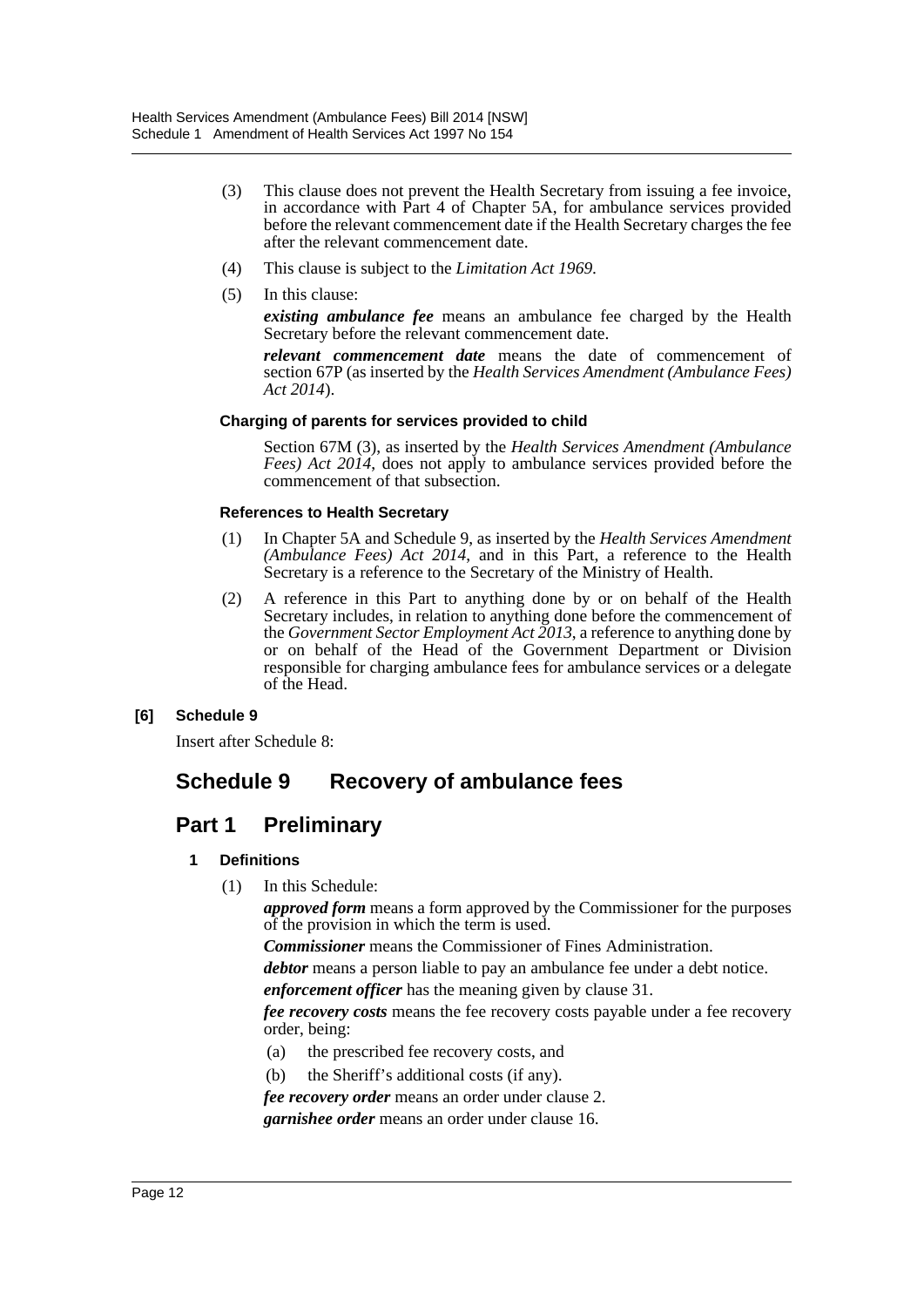(3) This clause does not prevent the Health Secretary from issuing a fee invoice, in accordance with Part 4 of Chapter 5A, for ambulance services provided before the relevant commencement date if the Health Secretary charges the fee after the relevant commencement date.

(4) This clause is subject to the *Limitation Act 1969*.

(5) In this clause:

***existing ambulance fee*** means an ambulance fee charged by the Health Secretary before the relevant commencement date.

***relevant commencement date*** means the date of commencement of section 67P (as inserted by the *Health Services Amendment (Ambulance Fees) Act 2014*).

#### Charging of parents for services provided to child

Section 67M (3), as inserted by the *Health Services Amendment (Ambulance Fees) Act 2014*, does not apply to ambulance services provided before the commencement of that subsection.

#### References to Health Secretary

(1) In Chapter 5A and Schedule 9, as inserted by the *Health Services Amendment (Ambulance Fees) Act 2014*, and in this Part, a reference to the Health Secretary is a reference to the Secretary of the Ministry of Health.

(2) A reference in this Part to anything done by or on behalf of the Health Secretary includes, in relation to anything done before the commencement of the *Government Sector Employment Act 2013*, a reference to anything done by or on behalf of the Head of the Government Department or Division responsible for charging ambulance fees for ambulance services or a delegate of the Head.

**[6] Schedule 9**

Insert after Schedule 8:

# Schedule 9 Recovery of ambulance fees

## Part 1 Preliminary

### 1 Definitions

(1) In this Schedule:

***approved form*** means a form approved by the Commissioner for the purposes of the provision in which the term is used.

***Commissioner*** means the Commissioner of Fines Administration.

***debtor*** means a person liable to pay an ambulance fee under a debt notice.

***enforcement officer*** has the meaning given by clause 31.

***fee recovery costs*** means the fee recovery costs payable under a fee recovery order, being:

(a) the prescribed fee recovery costs, and

(b) the Sheriff's additional costs (if any).

***fee recovery order*** means an order under clause 2.

***garnishee order*** means an order under clause 16.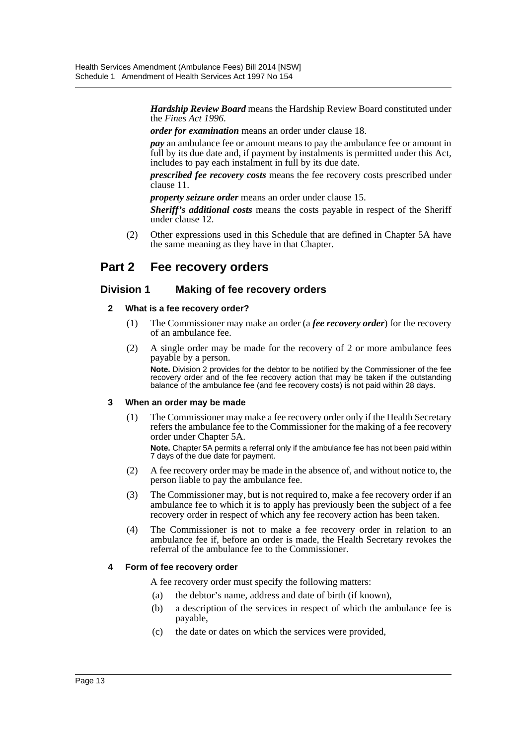***Hardship Review Board*** means the Hardship Review Board constituted under the *Fines Act 1996*.

***order for examination*** means an order under clause 18.

***pay*** an ambulance fee or amount means to pay the ambulance fee or amount in full by its due date and, if payment by instalments is permitted under this Act, includes to pay each instalment in full by its due date.

***prescribed fee recovery costs*** means the fee recovery costs prescribed under clause 11.

***property seizure order*** means an order under clause 15.

***Sheriff's additional costs*** means the costs payable in respect of the Sheriff under clause 12.

(2) Other expressions used in this Schedule that are defined in Chapter 5A have the same meaning as they have in that Chapter.

## Part 2 Fee recovery orders

### Division 1 Making of fee recovery orders

#### 2 What is a fee recovery order?

(1) The Commissioner may make an order (a ***fee recovery order***) for the recovery of an ambulance fee.

(2) A single order may be made for the recovery of 2 or more ambulance fees payable by a person.

**Note.** Division 2 provides for the debtor to be notified by the Commissioner of the fee recovery order and of the fee recovery action that may be taken if the outstanding balance of the ambulance fee (and fee recovery costs) is not paid within 28 days.

#### 3 When an order may be made

(1) The Commissioner may make a fee recovery order only if the Health Secretary refers the ambulance fee to the Commissioner for the making of a fee recovery order under Chapter 5A.

**Note.** Chapter 5A permits a referral only if the ambulance fee has not been paid within 7 days of the due date for payment.

(2) A fee recovery order may be made in the absence of, and without notice to, the person liable to pay the ambulance fee.

(3) The Commissioner may, but is not required to, make a fee recovery order if an ambulance fee to which it is to apply has previously been the subject of a fee recovery order in respect of which any fee recovery action has been taken.

(4) The Commissioner is not to make a fee recovery order in relation to an ambulance fee if, before an order is made, the Health Secretary revokes the referral of the ambulance fee to the Commissioner.

#### 4 Form of fee recovery order

A fee recovery order must specify the following matters:

(a) the debtor's name, address and date of birth (if known),

(b) a description of the services in respect of which the ambulance fee is payable,

(c) the date or dates on which the services were provided,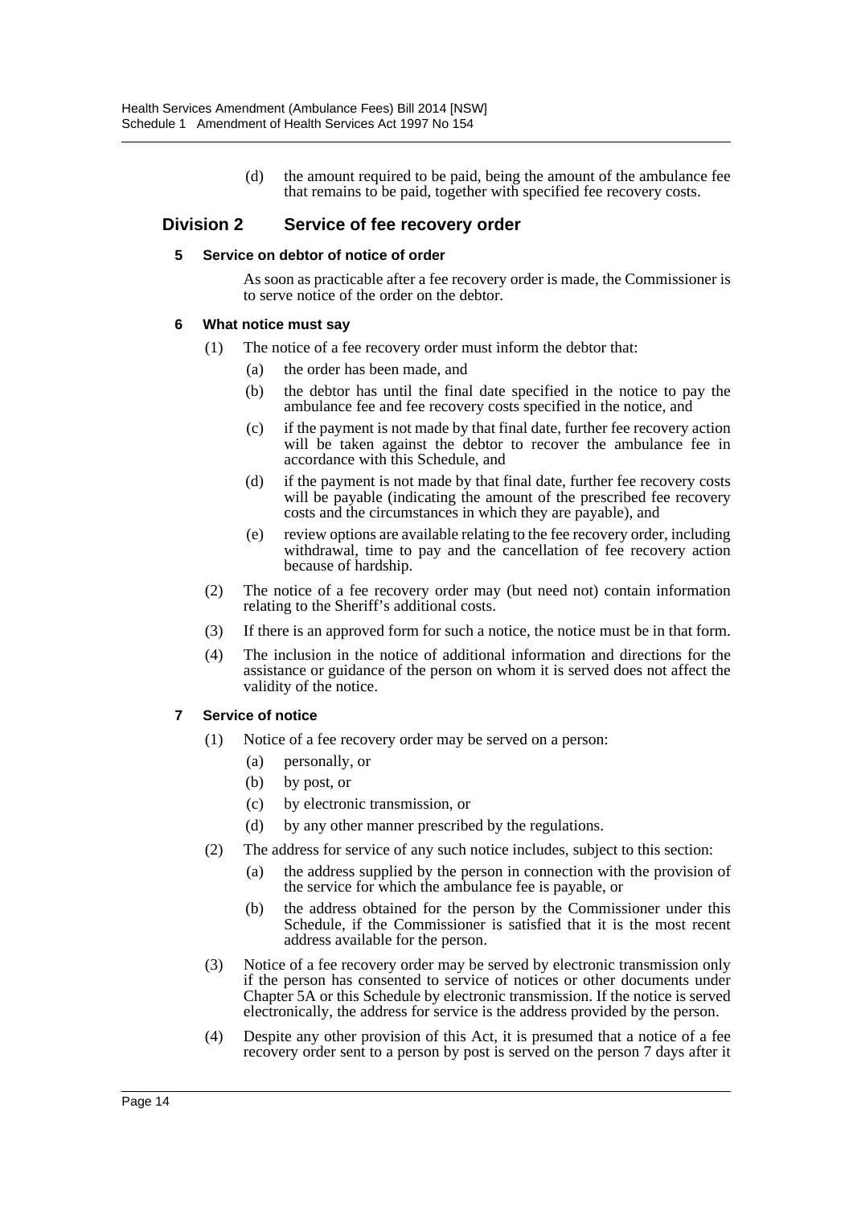(d) the amount required to be paid, being the amount of the ambulance fee that remains to be paid, together with specified fee recovery costs.

## Division 2 Service of fee recovery order

### 5 Service on debtor of notice of order

As soon as practicable after a fee recovery order is made, the Commissioner is to serve notice of the order on the debtor.

### 6 What notice must say

(1) The notice of a fee recovery order must inform the debtor that:

(a) the order has been made, and

(b) the debtor has until the final date specified in the notice to pay the ambulance fee and fee recovery costs specified in the notice, and

(c) if the payment is not made by that final date, further fee recovery action will be taken against the debtor to recover the ambulance fee in accordance with this Schedule, and

(d) if the payment is not made by that final date, further fee recovery costs will be payable (indicating the amount of the prescribed fee recovery costs and the circumstances in which they are payable), and

(e) review options are available relating to the fee recovery order, including withdrawal, time to pay and the cancellation of fee recovery action because of hardship.

(2) The notice of a fee recovery order may (but need not) contain information relating to the Sheriff's additional costs.

(3) If there is an approved form for such a notice, the notice must be in that form.

(4) The inclusion in the notice of additional information and directions for the assistance or guidance of the person on whom it is served does not affect the validity of the notice.

### 7 Service of notice

(1) Notice of a fee recovery order may be served on a person:

(a) personally, or

(b) by post, or

(c) by electronic transmission, or

(d) by any other manner prescribed by the regulations.

(2) The address for service of any such notice includes, subject to this section:

(a) the address supplied by the person in connection with the provision of the service for which the ambulance fee is payable, or

(b) the address obtained for the person by the Commissioner under this Schedule, if the Commissioner is satisfied that it is the most recent address available for the person.

(3) Notice of a fee recovery order may be served by electronic transmission only if the person has consented to service of notices or other documents under Chapter 5A or this Schedule by electronic transmission. If the notice is served electronically, the address for service is the address provided by the person.

(4) Despite any other provision of this Act, it is presumed that a notice of a fee recovery order sent to a person by post is served on the person 7 days after it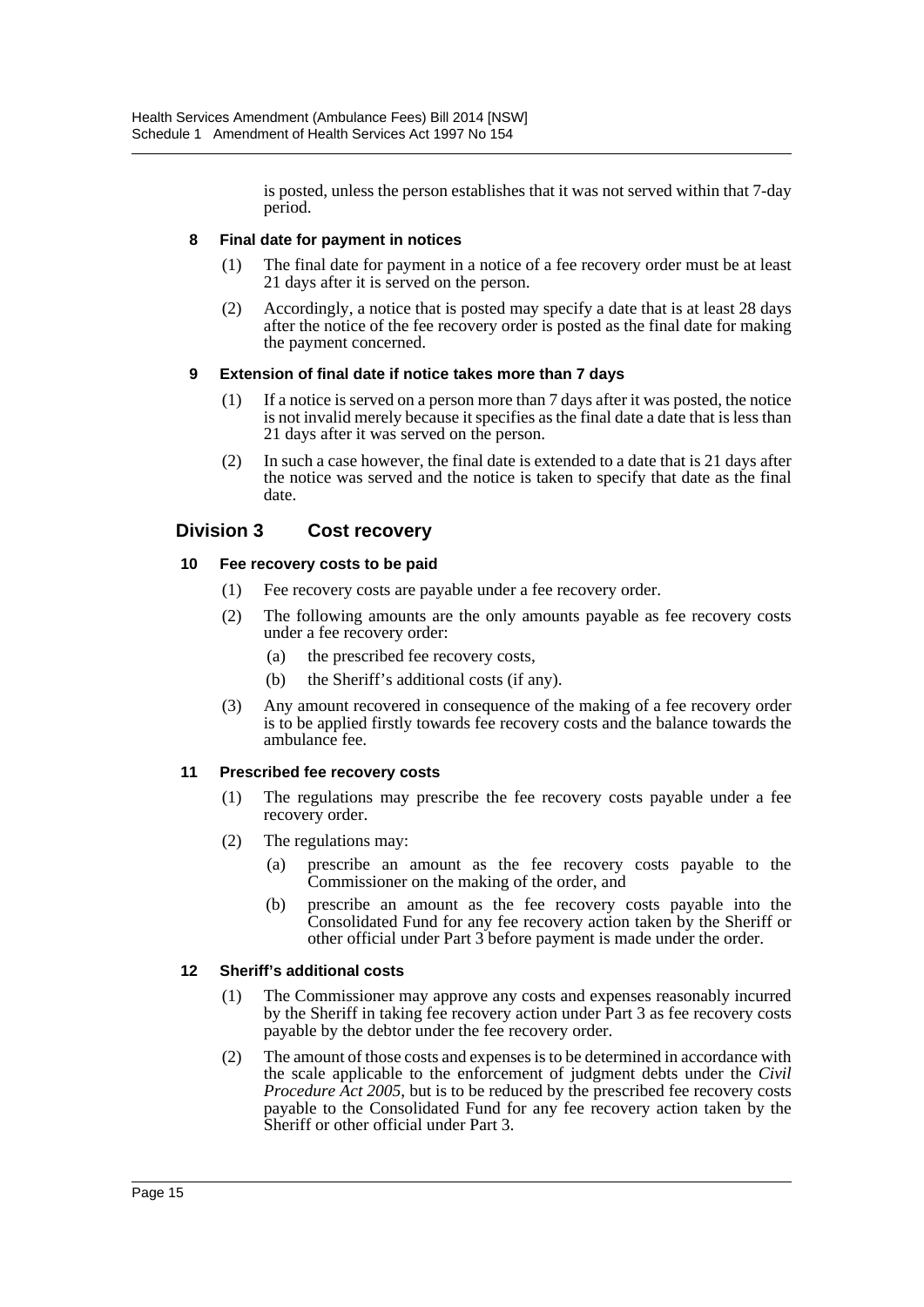is posted, unless the person establishes that it was not served within that 7-day period.

#### 8 Final date for payment in notices

(1) The final date for payment in a notice of a fee recovery order must be at least 21 days after it is served on the person.

(2) Accordingly, a notice that is posted may specify a date that is at least 28 days after the notice of the fee recovery order is posted as the final date for making the payment concerned.

#### 9 Extension of final date if notice takes more than 7 days

(1) If a notice is served on a person more than 7 days after it was posted, the notice is not invalid merely because it specifies as the final date a date that is less than 21 days after it was served on the person.

(2) In such a case however, the final date is extended to a date that is 21 days after the notice was served and the notice is taken to specify that date as the final date.

## Division 3 Cost recovery

#### 10 Fee recovery costs to be paid

(1) Fee recovery costs are payable under a fee recovery order.

(2) The following amounts are the only amounts payable as fee recovery costs under a fee recovery order:

- (a) the prescribed fee recovery costs,
- (b) the Sheriff's additional costs (if any).

(3) Any amount recovered in consequence of the making of a fee recovery order is to be applied firstly towards fee recovery costs and the balance towards the ambulance fee.

#### 11 Prescribed fee recovery costs

(1) The regulations may prescribe the fee recovery costs payable under a fee recovery order.

(2) The regulations may:

- (a) prescribe an amount as the fee recovery costs payable to the Commissioner on the making of the order, and
- (b) prescribe an amount as the fee recovery costs payable into the Consolidated Fund for any fee recovery action taken by the Sheriff or other official under Part 3 before payment is made under the order.

#### 12 Sheriff's additional costs

(1) The Commissioner may approve any costs and expenses reasonably incurred by the Sheriff in taking fee recovery action under Part 3 as fee recovery costs payable by the debtor under the fee recovery order.

(2) The amount of those costs and expenses is to be determined in accordance with the scale applicable to the enforcement of judgment debts under the *Civil Procedure Act 2005*, but is to be reduced by the prescribed fee recovery costs payable to the Consolidated Fund for any fee recovery action taken by the Sheriff or other official under Part 3.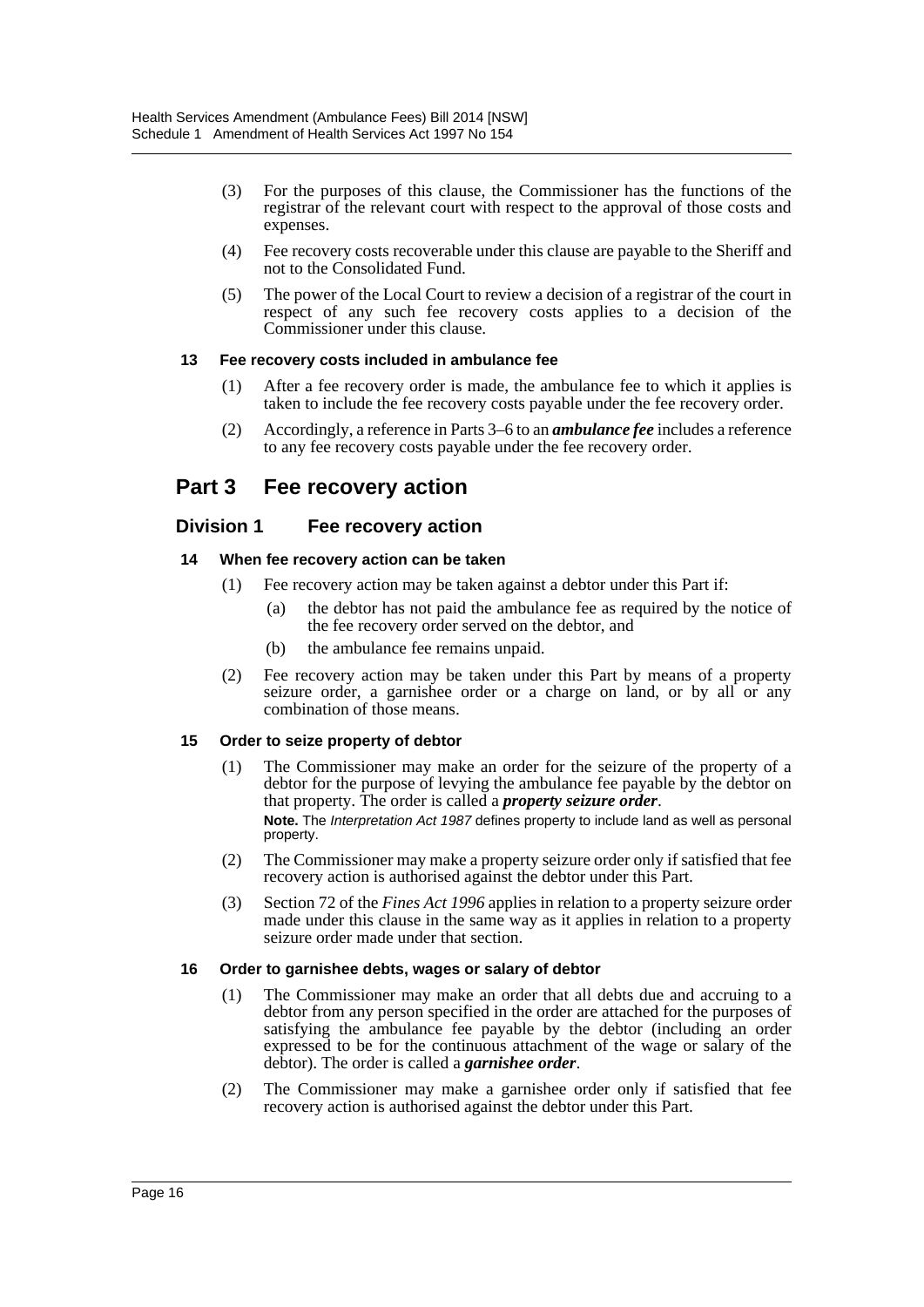(3) For the purposes of this clause, the Commissioner has the functions of the registrar of the relevant court with respect to the approval of those costs and expenses.

(4) Fee recovery costs recoverable under this clause are payable to the Sheriff and not to the Consolidated Fund.

(5) The power of the Local Court to review a decision of a registrar of the court in respect of any such fee recovery costs applies to a decision of the Commissioner under this clause.

#### 13 Fee recovery costs included in ambulance fee

(1) After a fee recovery order is made, the ambulance fee to which it applies is taken to include the fee recovery costs payable under the fee recovery order.

(2) Accordingly, a reference in Parts 3–6 to an ***ambulance fee*** includes a reference to any fee recovery costs payable under the fee recovery order.

## Part 3 Fee recovery action

### Division 1 Fee recovery action

#### 14 When fee recovery action can be taken

(1) Fee recovery action may be taken against a debtor under this Part if:

- (a) the debtor has not paid the ambulance fee as required by the notice of the fee recovery order served on the debtor, and
- (b) the ambulance fee remains unpaid.

(2) Fee recovery action may be taken under this Part by means of a property seizure order, a garnishee order or a charge on land, or by all or any combination of those means.

#### 15 Order to seize property of debtor

(1) The Commissioner may make an order for the seizure of the property of a debtor for the purpose of levying the ambulance fee payable by the debtor on that property. The order is called a ***property seizure order***.

**Note.** The *Interpretation Act 1987* defines property to include land as well as personal property.

(2) The Commissioner may make a property seizure order only if satisfied that fee recovery action is authorised against the debtor under this Part.

(3) Section 72 of the *Fines Act 1996* applies in relation to a property seizure order made under this clause in the same way as it applies in relation to a property seizure order made under that section.

#### 16 Order to garnishee debts, wages or salary of debtor

(1) The Commissioner may make an order that all debts due and accruing to a debtor from any person specified in the order are attached for the purposes of satisfying the ambulance fee payable by the debtor (including an order expressed to be for the continuous attachment of the wage or salary of the debtor). The order is called a ***garnishee order***.

(2) The Commissioner may make a garnishee order only if satisfied that fee recovery action is authorised against the debtor under this Part.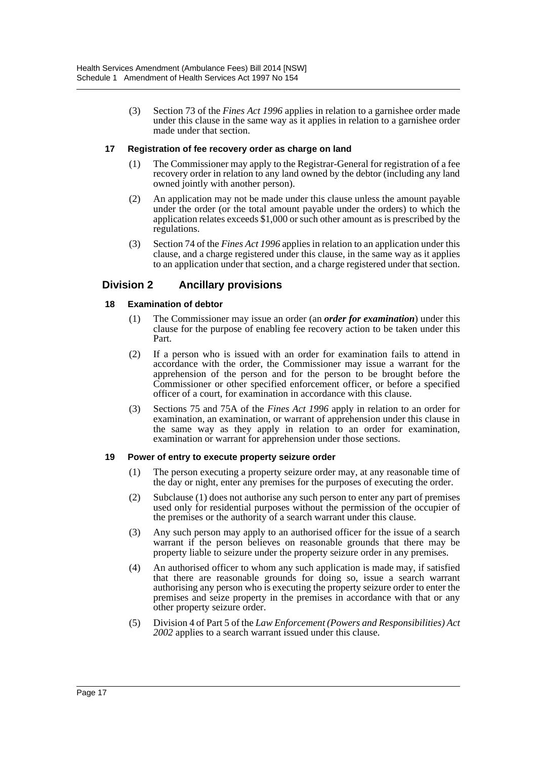(3) Section 73 of the *Fines Act 1996* applies in relation to a garnishee order made under this clause in the same way as it applies in relation to a garnishee order made under that section.

### 17 Registration of fee recovery order as charge on land

(1) The Commissioner may apply to the Registrar-General for registration of a fee recovery order in relation to any land owned by the debtor (including any land owned jointly with another person).

(2) An application may not be made under this clause unless the amount payable under the order (or the total amount payable under the orders) to which the application relates exceeds $1,000 or such other amount as is prescribed by the regulations.

(3) Section 74 of the *Fines Act 1996* applies in relation to an application under this clause, and a charge registered under this clause, in the same way as it applies to an application under that section, and a charge registered under that section.

## Division 2 Ancillary provisions

### 18 Examination of debtor

(1) The Commissioner may issue an order (an ***order for examination***) under this clause for the purpose of enabling fee recovery action to be taken under this Part.

(2) If a person who is issued with an order for examination fails to attend in accordance with the order, the Commissioner may issue a warrant for the apprehension of the person and for the person to be brought before the Commissioner or other specified enforcement officer, or before a specified officer of a court, for examination in accordance with this clause.

(3) Sections 75 and 75A of the *Fines Act 1996* apply in relation to an order for examination, an examination, or warrant of apprehension under this clause in the same way as they apply in relation to an order for examination, examination or warrant for apprehension under those sections.

### 19 Power of entry to execute property seizure order

(1) The person executing a property seizure order may, at any reasonable time of the day or night, enter any premises for the purposes of executing the order.

(2) Subclause (1) does not authorise any such person to enter any part of premises used only for residential purposes without the permission of the occupier of the premises or the authority of a search warrant under this clause.

(3) Any such person may apply to an authorised officer for the issue of a search warrant if the person believes on reasonable grounds that there may be property liable to seizure under the property seizure order in any premises.

(4) An authorised officer to whom any such application is made may, if satisfied that there are reasonable grounds for doing so, issue a search warrant authorising any person who is executing the property seizure order to enter the premises and seize property in the premises in accordance with that or any other property seizure order.

(5) Division 4 of Part 5 of the *Law Enforcement (Powers and Responsibilities) Act 2002* applies to a search warrant issued under this clause.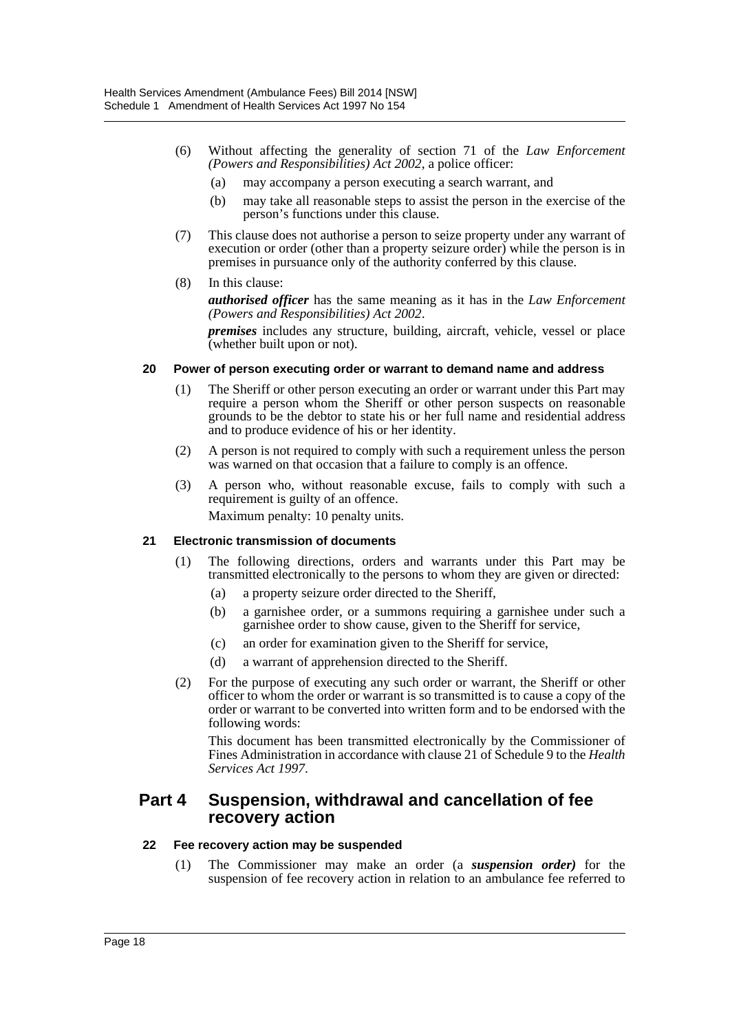(6) Without affecting the generality of section 71 of the *Law Enforcement (Powers and Responsibilities) Act 2002*, a police officer:

(a) may accompany a person executing a search warrant, and

(b) may take all reasonable steps to assist the person in the exercise of the person's functions under this clause.

(7) This clause does not authorise a person to seize property under any warrant of execution or order (other than a property seizure order) while the person is in premises in pursuance only of the authority conferred by this clause.

(8) In this clause:

***authorised officer*** has the same meaning as it has in the *Law Enforcement (Powers and Responsibilities) Act 2002*.

***premises*** includes any structure, building, aircraft, vehicle, vessel or place (whether built upon or not).

#### 20 Power of person executing order or warrant to demand name and address

(1) The Sheriff or other person executing an order or warrant under this Part may require a person whom the Sheriff or other person suspects on reasonable grounds to be the debtor to state his or her full name and residential address and to produce evidence of his or her identity.

(2) A person is not required to comply with such a requirement unless the person was warned on that occasion that a failure to comply is an offence.

(3) A person who, without reasonable excuse, fails to comply with such a requirement is guilty of an offence.

Maximum penalty: 10 penalty units.

#### 21 Electronic transmission of documents

(1) The following directions, orders and warrants under this Part may be transmitted electronically to the persons to whom they are given or directed:

(a) a property seizure order directed to the Sheriff,

(b) a garnishee order, or a summons requiring a garnishee under such a garnishee order to show cause, given to the Sheriff for service,

(c) an order for examination given to the Sheriff for service,

(d) a warrant of apprehension directed to the Sheriff.

(2) For the purpose of executing any such order or warrant, the Sheriff or other officer to whom the order or warrant is so transmitted is to cause a copy of the order or warrant to be converted into written form and to be endorsed with the following words:

This document has been transmitted electronically by the Commissioner of Fines Administration in accordance with clause 21 of Schedule 9 to the *Health Services Act 1997*.

## Part 4 Suspension, withdrawal and cancellation of fee recovery action

#### 22 Fee recovery action may be suspended

(1) The Commissioner may make an order (a ***suspension order)*** for the suspension of fee recovery action in relation to an ambulance fee referred to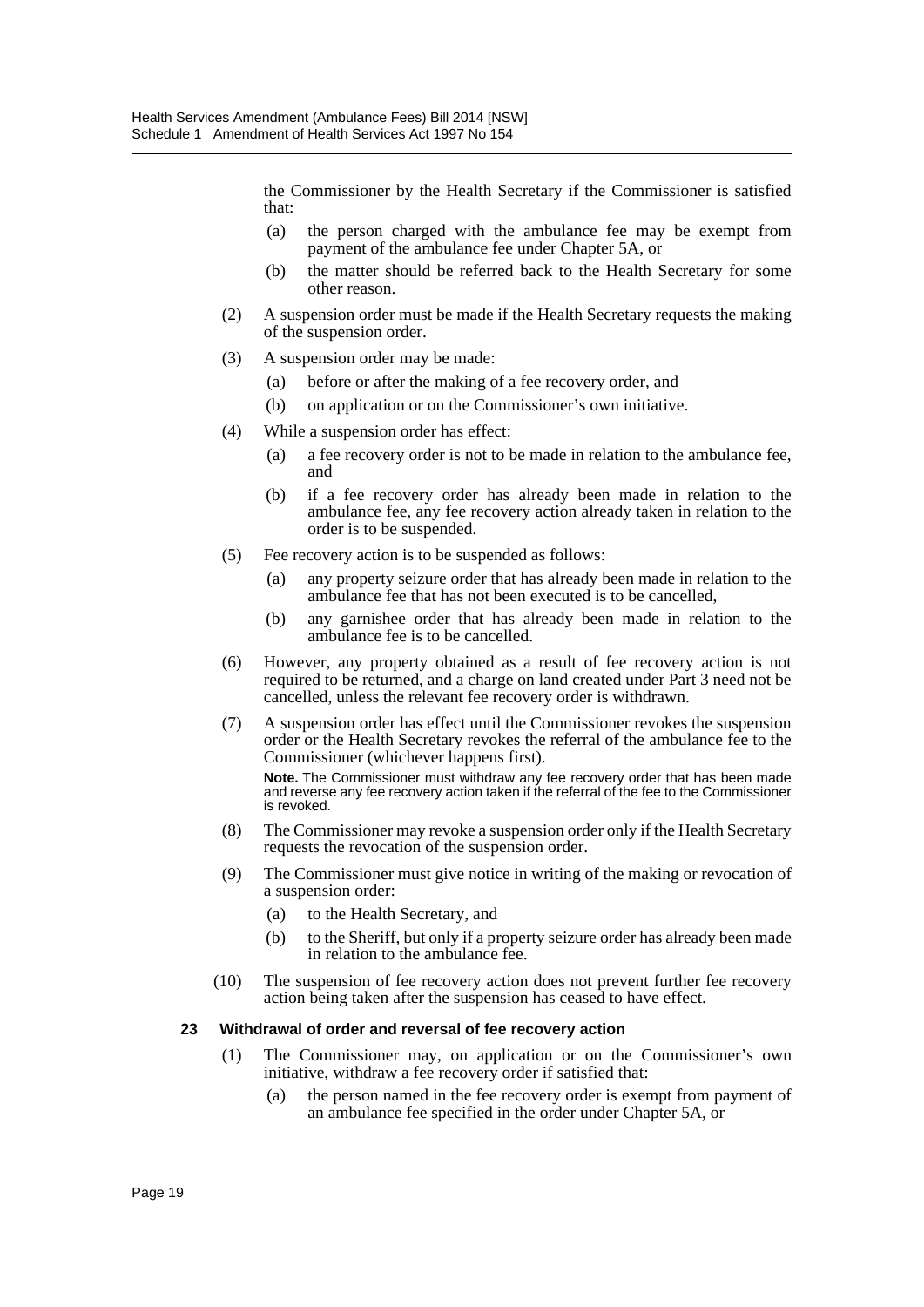the Commissioner by the Health Secretary if the Commissioner is satisfied that:

(a) the person charged with the ambulance fee may be exempt from payment of the ambulance fee under Chapter 5A, or

(b) the matter should be referred back to the Health Secretary for some other reason.

(2) A suspension order must be made if the Health Secretary requests the making of the suspension order.

(3) A suspension order may be made:

(a) before or after the making of a fee recovery order, and

(b) on application or on the Commissioner's own initiative.

(4) While a suspension order has effect:

(a) a fee recovery order is not to be made in relation to the ambulance fee, and

(b) if a fee recovery order has already been made in relation to the ambulance fee, any fee recovery action already taken in relation to the order is to be suspended.

(5) Fee recovery action is to be suspended as follows:

(a) any property seizure order that has already been made in relation to the ambulance fee that has not been executed is to be cancelled,

(b) any garnishee order that has already been made in relation to the ambulance fee is to be cancelled.

(6) However, any property obtained as a result of fee recovery action is not required to be returned, and a charge on land created under Part 3 need not be cancelled, unless the relevant fee recovery order is withdrawn.

(7) A suspension order has effect until the Commissioner revokes the suspension order or the Health Secretary revokes the referral of the ambulance fee to the Commissioner (whichever happens first).

**Note.** The Commissioner must withdraw any fee recovery order that has been made and reverse any fee recovery action taken if the referral of the fee to the Commissioner is revoked.

(8) The Commissioner may revoke a suspension order only if the Health Secretary requests the revocation of the suspension order.

(9) The Commissioner must give notice in writing of the making or revocation of a suspension order:

(a) to the Health Secretary, and

(b) to the Sheriff, but only if a property seizure order has already been made in relation to the ambulance fee.

(10) The suspension of fee recovery action does not prevent further fee recovery action being taken after the suspension has ceased to have effect.

**23 Withdrawal of order and reversal of fee recovery action**

(1) The Commissioner may, on application or on the Commissioner's own initiative, withdraw a fee recovery order if satisfied that:

(a) the person named in the fee recovery order is exempt from payment of an ambulance fee specified in the order under Chapter 5A, or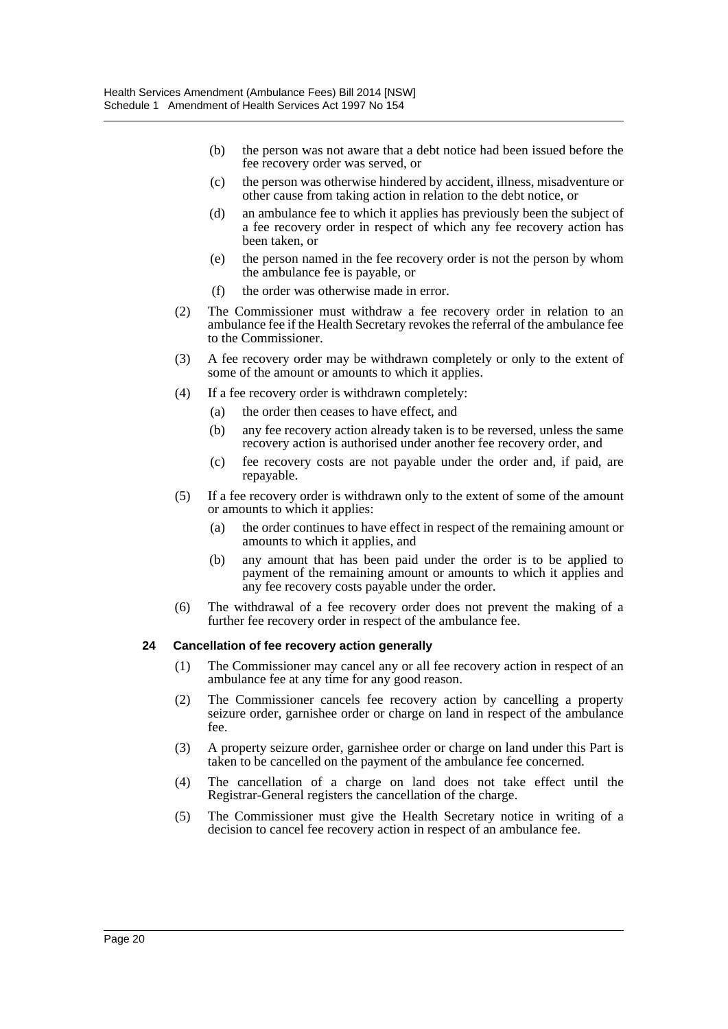(b) the person was not aware that a debt notice had been issued before the fee recovery order was served, or

(c) the person was otherwise hindered by accident, illness, misadventure or other cause from taking action in relation to the debt notice, or

(d) an ambulance fee to which it applies has previously been the subject of a fee recovery order in respect of which any fee recovery action has been taken, or

(e) the person named in the fee recovery order is not the person by whom the ambulance fee is payable, or

(f) the order was otherwise made in error.

(2) The Commissioner must withdraw a fee recovery order in relation to an ambulance fee if the Health Secretary revokes the referral of the ambulance fee to the Commissioner.

(3) A fee recovery order may be withdrawn completely or only to the extent of some of the amount or amounts to which it applies.

(4) If a fee recovery order is withdrawn completely:

(a) the order then ceases to have effect, and

(b) any fee recovery action already taken is to be reversed, unless the same recovery action is authorised under another fee recovery order, and

(c) fee recovery costs are not payable under the order and, if paid, are repayable.

(5) If a fee recovery order is withdrawn only to the extent of some of the amount or amounts to which it applies:

(a) the order continues to have effect in respect of the remaining amount or amounts to which it applies, and

(b) any amount that has been paid under the order is to be applied to payment of the remaining amount or amounts to which it applies and any fee recovery costs payable under the order.

(6) The withdrawal of a fee recovery order does not prevent the making of a further fee recovery order in respect of the ambulance fee.

#### 24 Cancellation of fee recovery action generally

(1) The Commissioner may cancel any or all fee recovery action in respect of an ambulance fee at any time for any good reason.

(2) The Commissioner cancels fee recovery action by cancelling a property seizure order, garnishee order or charge on land in respect of the ambulance fee.

(3) A property seizure order, garnishee order or charge on land under this Part is taken to be cancelled on the payment of the ambulance fee concerned.

(4) The cancellation of a charge on land does not take effect until the Registrar-General registers the cancellation of the charge.

(5) The Commissioner must give the Health Secretary notice in writing of a decision to cancel fee recovery action in respect of an ambulance fee.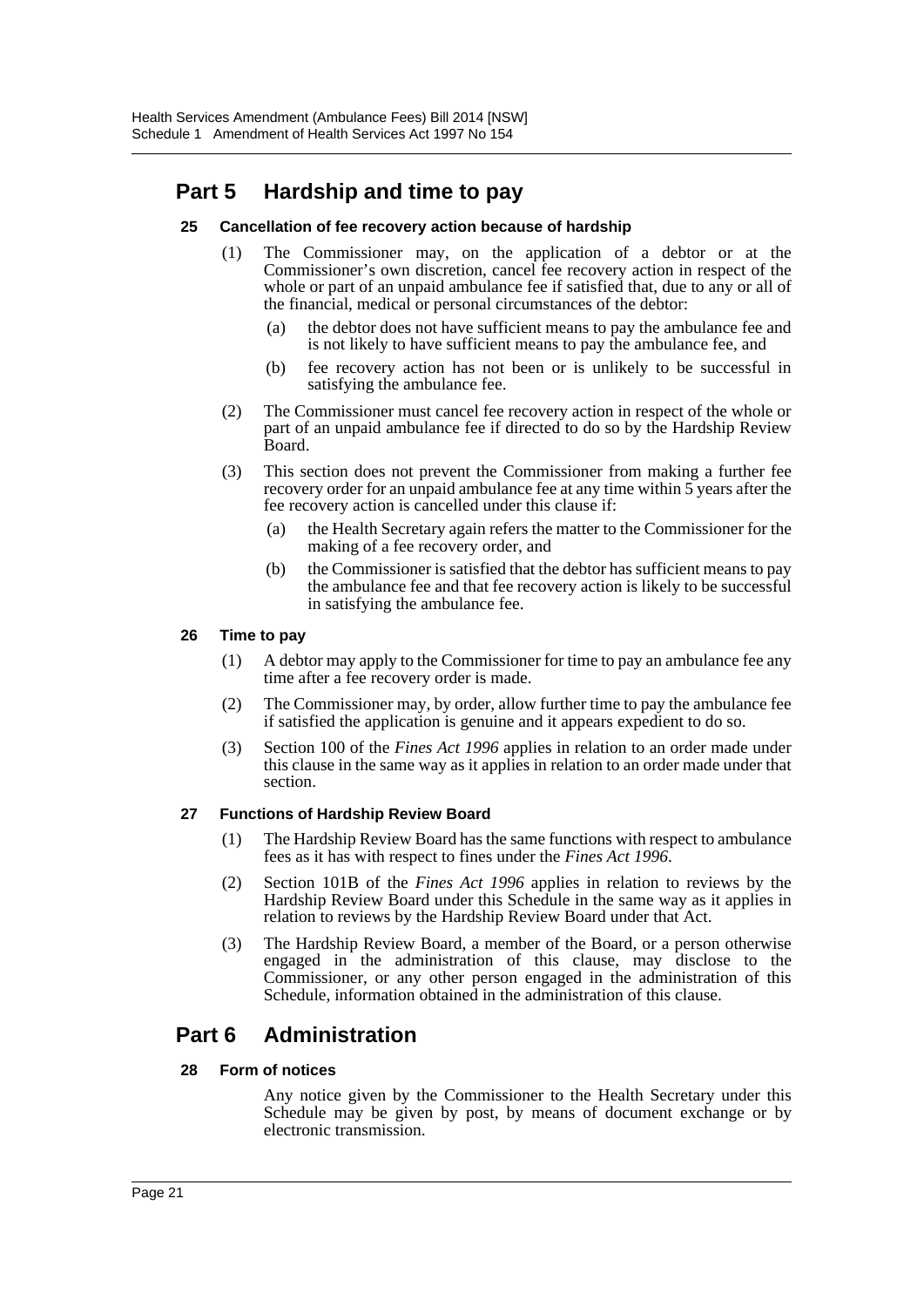## Part 5 Hardship and time to pay

### 25 Cancellation of fee recovery action because of hardship

(1) The Commissioner may, on the application of a debtor or at the Commissioner's own discretion, cancel fee recovery action in respect of the whole or part of an unpaid ambulance fee if satisfied that, due to any or all of the financial, medical or personal circumstances of the debtor:

   (a) the debtor does not have sufficient means to pay the ambulance fee and is not likely to have sufficient means to pay the ambulance fee, and

   (b) fee recovery action has not been or is unlikely to be successful in satisfying the ambulance fee.

(2) The Commissioner must cancel fee recovery action in respect of the whole or part of an unpaid ambulance fee if directed to do so by the Hardship Review Board.

(3) This section does not prevent the Commissioner from making a further fee recovery order for an unpaid ambulance fee at any time within 5 years after the fee recovery action is cancelled under this clause if:

   (a) the Health Secretary again refers the matter to the Commissioner for the making of a fee recovery order, and

   (b) the Commissioner is satisfied that the debtor has sufficient means to pay the ambulance fee and that fee recovery action is likely to be successful in satisfying the ambulance fee.

### 26 Time to pay

(1) A debtor may apply to the Commissioner for time to pay an ambulance fee any time after a fee recovery order is made.

(2) The Commissioner may, by order, allow further time to pay the ambulance fee if satisfied the application is genuine and it appears expedient to do so.

(3) Section 100 of the *Fines Act 1996* applies in relation to an order made under this clause in the same way as it applies in relation to an order made under that section.

### 27 Functions of Hardship Review Board

(1) The Hardship Review Board has the same functions with respect to ambulance fees as it has with respect to fines under the *Fines Act 1996*.

(2) Section 101B of the *Fines Act 1996* applies in relation to reviews by the Hardship Review Board under this Schedule in the same way as it applies in relation to reviews by the Hardship Review Board under that Act.

(3) The Hardship Review Board, a member of the Board, or a person otherwise engaged in the administration of this clause, may disclose to the Commissioner, or any other person engaged in the administration of this Schedule, information obtained in the administration of this clause.

## Part 6 Administration

### 28 Form of notices

Any notice given by the Commissioner to the Health Secretary under this Schedule may be given by post, by means of document exchange or by electronic transmission.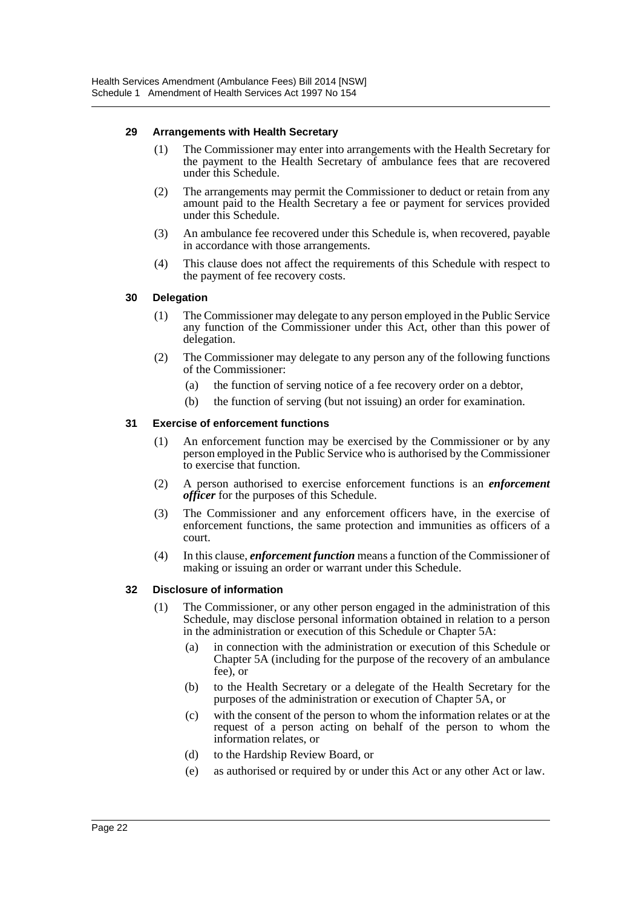#### 29 Arrangements with Health Secretary

(1) The Commissioner may enter into arrangements with the Health Secretary for the payment to the Health Secretary of ambulance fees that are recovered under this Schedule.

(2) The arrangements may permit the Commissioner to deduct or retain from any amount paid to the Health Secretary a fee or payment for services provided under this Schedule.

(3) An ambulance fee recovered under this Schedule is, when recovered, payable in accordance with those arrangements.

(4) This clause does not affect the requirements of this Schedule with respect to the payment of fee recovery costs.

#### 30 Delegation

(1) The Commissioner may delegate to any person employed in the Public Service any function of the Commissioner under this Act, other than this power of delegation.

(2) The Commissioner may delegate to any person any of the following functions of the Commissioner:

(a) the function of serving notice of a fee recovery order on a debtor,

(b) the function of serving (but not issuing) an order for examination.

#### 31 Exercise of enforcement functions

(1) An enforcement function may be exercised by the Commissioner or by any person employed in the Public Service who is authorised by the Commissioner to exercise that function.

(2) A person authorised to exercise enforcement functions is an ***enforcement officer*** for the purposes of this Schedule.

(3) The Commissioner and any enforcement officers have, in the exercise of enforcement functions, the same protection and immunities as officers of a court.

(4) In this clause, ***enforcement function*** means a function of the Commissioner of making or issuing an order or warrant under this Schedule.

#### 32 Disclosure of information

(1) The Commissioner, or any other person engaged in the administration of this Schedule, may disclose personal information obtained in relation to a person in the administration or execution of this Schedule or Chapter 5A:

(a) in connection with the administration or execution of this Schedule or Chapter 5A (including for the purpose of the recovery of an ambulance fee), or

(b) to the Health Secretary or a delegate of the Health Secretary for the purposes of the administration or execution of Chapter 5A, or

(c) with the consent of the person to whom the information relates or at the request of a person acting on behalf of the person to whom the information relates, or

(d) to the Hardship Review Board, or

(e) as authorised or required by or under this Act or any other Act or law.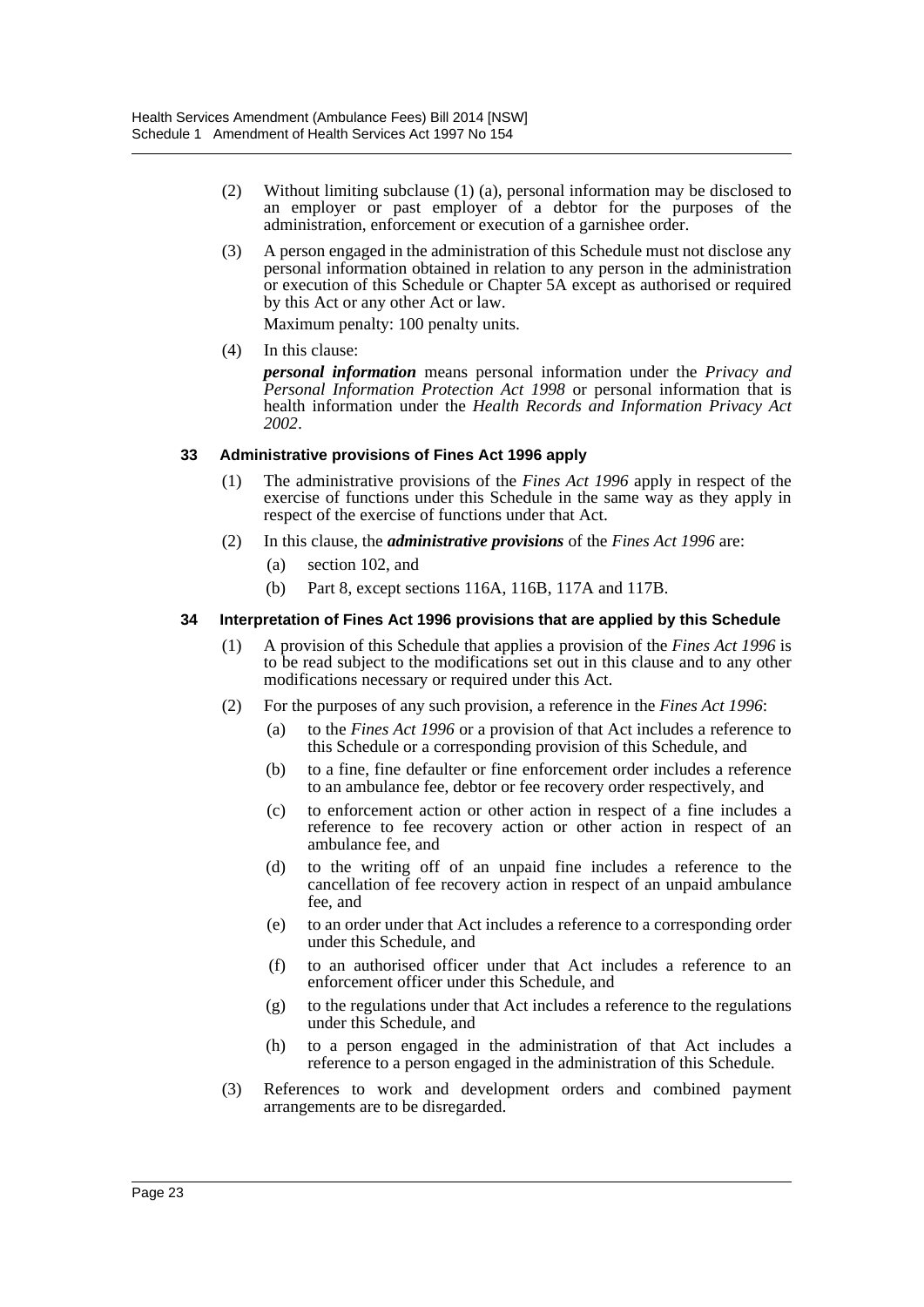(2) Without limiting subclause (1) (a), personal information may be disclosed to an employer or past employer of a debtor for the purposes of the administration, enforcement or execution of a garnishee order.

(3) A person engaged in the administration of this Schedule must not disclose any personal information obtained in relation to any person in the administration or execution of this Schedule or Chapter 5A except as authorised or required by this Act or any other Act or law.

Maximum penalty: 100 penalty units.

(4) In this clause:

***personal information*** means personal information under the *Privacy and Personal Information Protection Act 1998* or personal information that is health information under the *Health Records and Information Privacy Act 2002*.

#### 33 Administrative provisions of Fines Act 1996 apply

(1) The administrative provisions of the *Fines Act 1996* apply in respect of the exercise of functions under this Schedule in the same way as they apply in respect of the exercise of functions under that Act.

(2) In this clause, the ***administrative provisions*** of the *Fines Act 1996* are:

- (a) section 102, and
- (b) Part 8, except sections 116A, 116B, 117A and 117B.

#### 34 Interpretation of Fines Act 1996 provisions that are applied by this Schedule

(1) A provision of this Schedule that applies a provision of the *Fines Act 1996* is to be read subject to the modifications set out in this clause and to any other modifications necessary or required under this Act.

(2) For the purposes of any such provision, a reference in the *Fines Act 1996*:

- (a) to the *Fines Act 1996* or a provision of that Act includes a reference to this Schedule or a corresponding provision of this Schedule, and
- (b) to a fine, fine defaulter or fine enforcement order includes a reference to an ambulance fee, debtor or fee recovery order respectively, and
- (c) to enforcement action or other action in respect of a fine includes a reference to fee recovery action or other action in respect of an ambulance fee, and
- (d) to the writing off of an unpaid fine includes a reference to the cancellation of fee recovery action in respect of an unpaid ambulance fee, and
- (e) to an order under that Act includes a reference to a corresponding order under this Schedule, and
- (f) to an authorised officer under that Act includes a reference to an enforcement officer under this Schedule, and
- (g) to the regulations under that Act includes a reference to the regulations under this Schedule, and
- (h) to a person engaged in the administration of that Act includes a reference to a person engaged in the administration of this Schedule.

(3) References to work and development orders and combined payment arrangements are to be disregarded.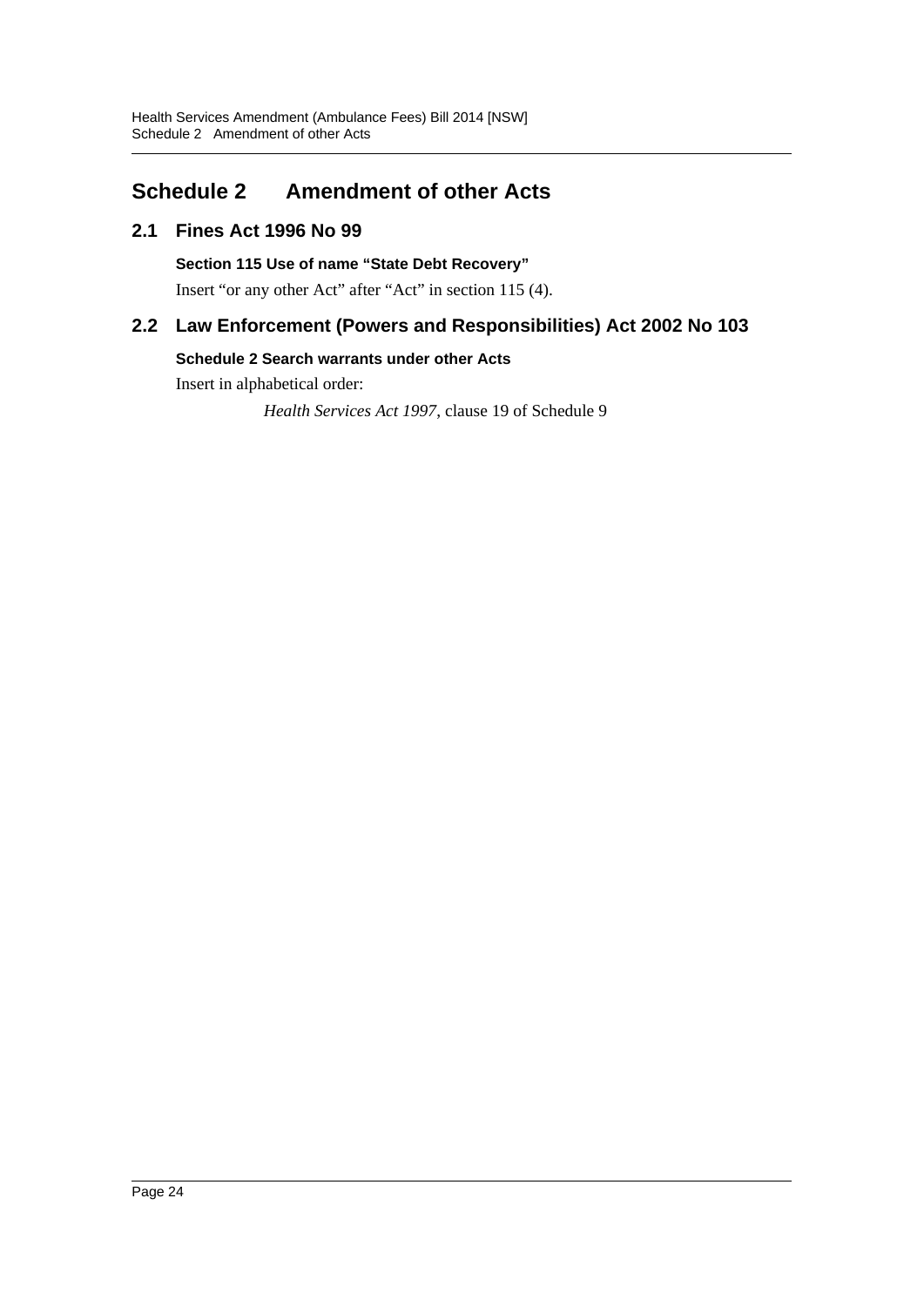# Schedule 2 Amendment of other Acts

## 2.1 Fines Act 1996 No 99

### Section 115 Use of name "State Debt Recovery"

Insert "or any other Act" after "Act" in section 115 (4).

## 2.2 Law Enforcement (Powers and Responsibilities) Act 2002 No 103

### Schedule 2 Search warrants under other Acts

Insert in alphabetical order:

*Health Services Act 1997*, clause 19 of Schedule 9